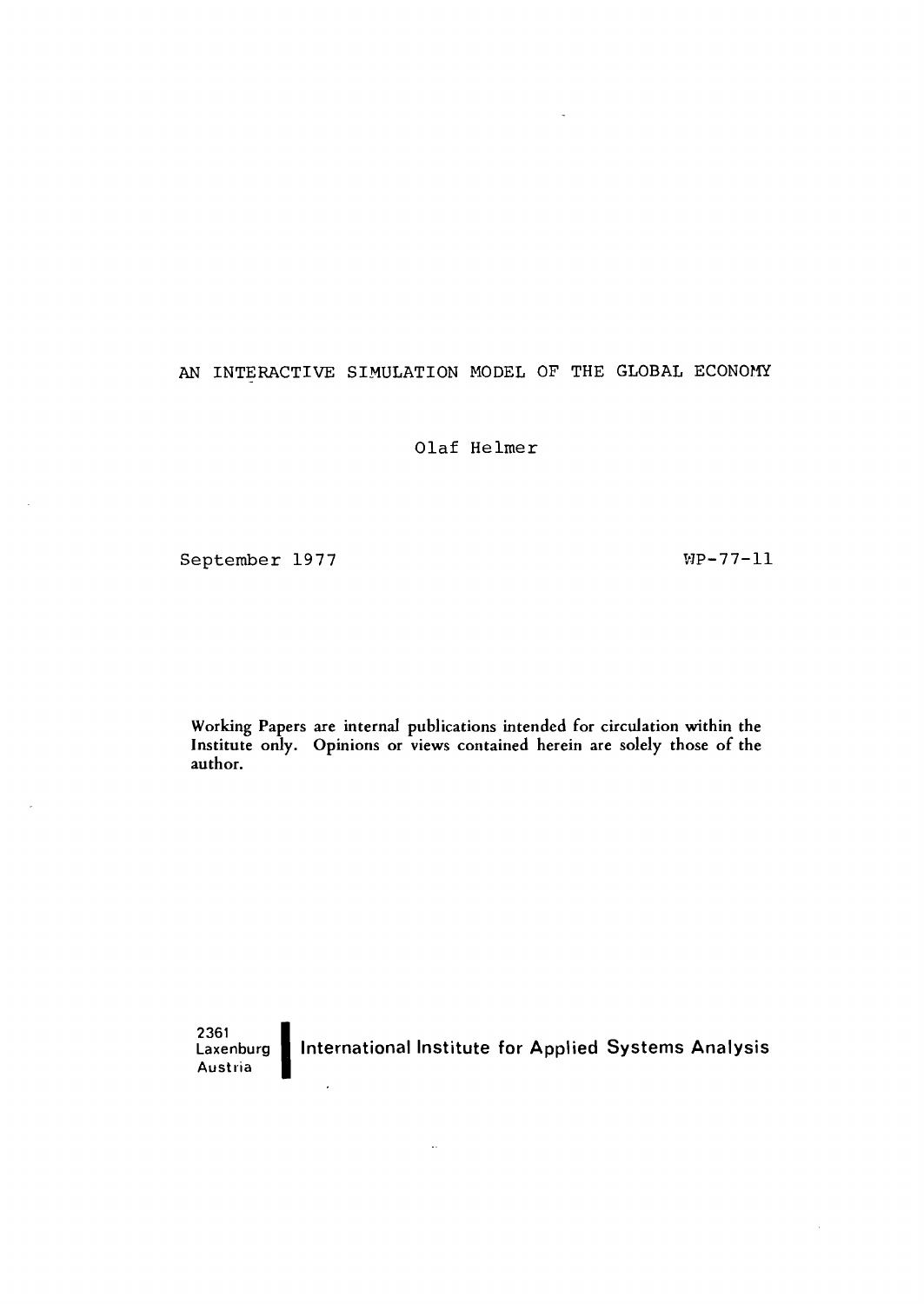# AN INTERACTIVE SIMULATION MODEL OF THE GLOBAL ECONOMY

Olaf Helmer

September 1977

WP-77-11

Working Papers are internal publications intended for circulation within the Institute only. Opinions or views contained herein are solely those of the author.

2361
Laxenburg
Austria

International Institute for Applied Systems Analysis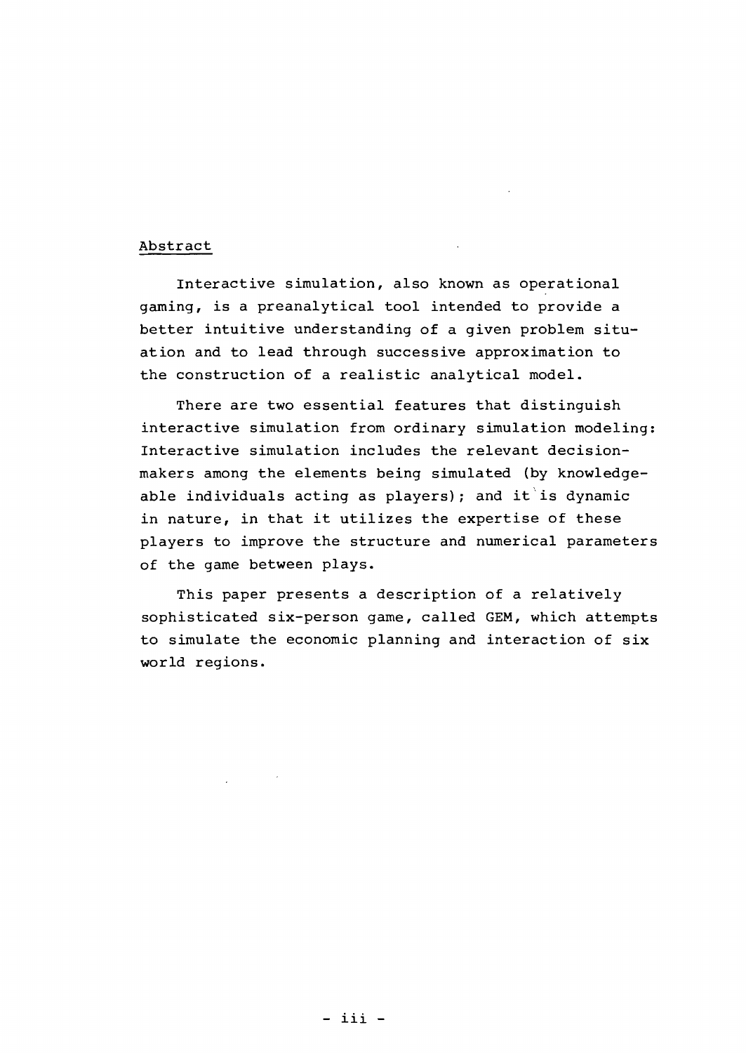## Abstract

Interactive simulation, also known as operational gaming, is a preanalytical tool intended to provide a better intuitive understanding of a given problem situation and to lead through successive approximation to the construction of a realistic analytical model.

There are two essential features that distinguish interactive simulation from ordinary simulation modeling: Interactive simulation includes the relevant decision-makers among the elements being simulated (by knowledgeable individuals acting as players); and it is dynamic in nature, in that it utilizes the expertise of these players to improve the structure and numerical parameters of the game between plays.

This paper presents a description of a relatively sophisticated six-person game, called GEM, which attempts to simulate the economic planning and interaction of six world regions.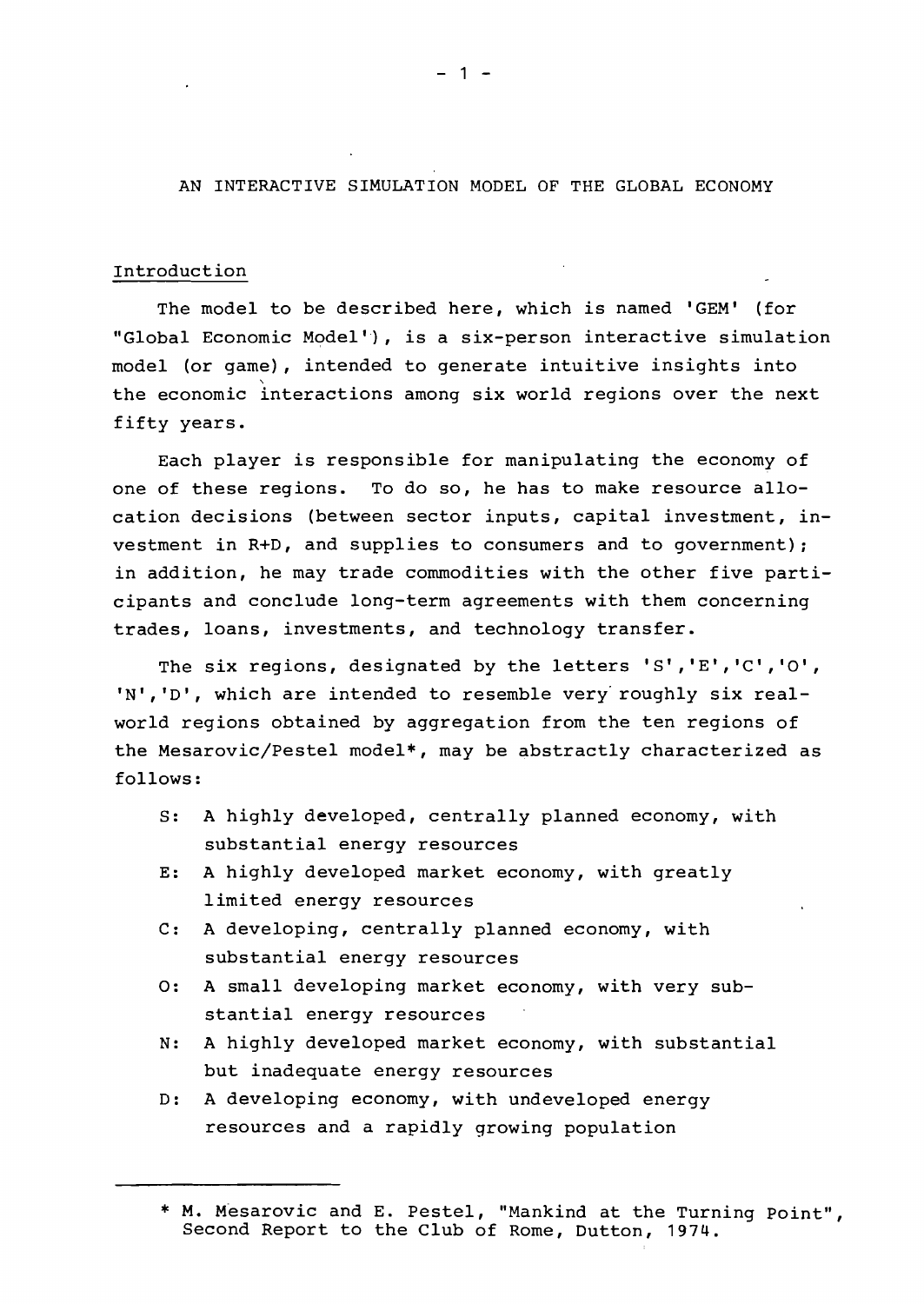# AN INTERACTIVE SIMULATION MODEL OF THE GLOBAL ECONOMY

## Introduction

The model to be described here, which is named 'GEM' (for "Global Economic Model'), is a six-person interactive simulation model (or game), intended to generate intuitive insights into the economic interactions among six world regions over the next fifty years.

Each player is responsible for manipulating the economy of one of these regions. To do so, he has to make resource allocation decisions (between sector inputs, capital investment, investment in R+D, and supplies to consumers and to government); in addition, he may trade commodities with the other five participants and conclude long-term agreements with them concerning trades, loans, investments, and technology transfer.

The six regions, designated by the letters 'S','E','C','O', 'N','D', which are intended to resemble very roughly six real-world regions obtained by aggregation from the ten regions of the Mesarovic/Pestel model*, may be abstractly characterized as follows:

- S: A highly developed, centrally planned economy, with substantial energy resources
- E: A highly developed market economy, with greatly limited energy resources
- C: A developing, centrally planned economy, with substantial energy resources
- O: A small developing market economy, with very substantial energy resources
- N: A highly developed market economy, with substantial but inadequate energy resources
- D: A developing economy, with undeveloped energy resources and a rapidly growing population

---

* M. Mesarovic and E. Pestel, "Mankind at the Turning Point", Second Report to the Club of Rome, Dutton, 1974.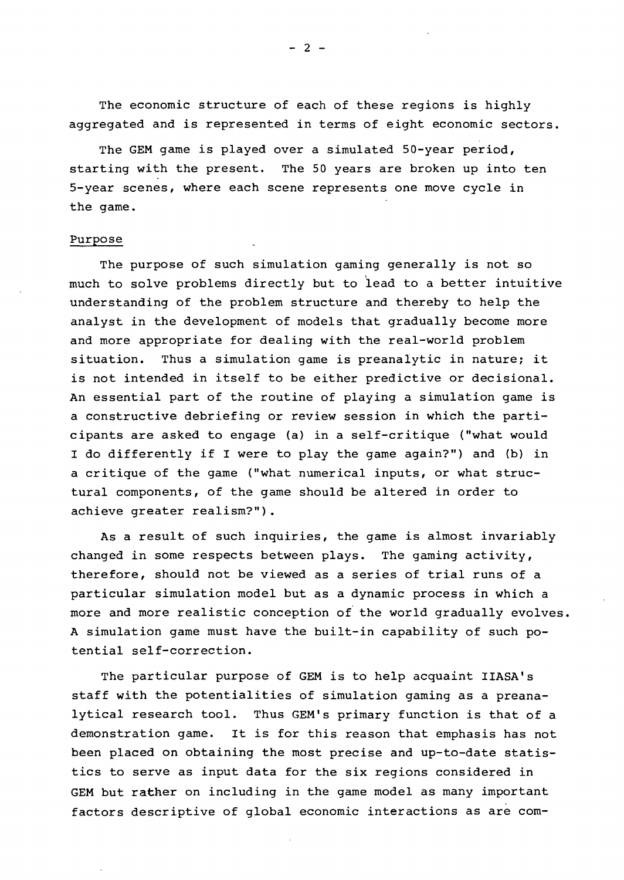The economic structure of each of these regions is highly aggregated and is represented in terms of eight economic sectors.

The GEM game is played over a simulated 50-year period, starting with the present. The 50 years are broken up into ten 5-year scenes, where each scene represents one move cycle in the game.

## Purpose

The purpose of such simulation gaming generally is not so much to solve problems directly but to lead to a better intuitive understanding of the problem structure and thereby to help the analyst in the development of models that gradually become more and more appropriate for dealing with the real-world problem situation. Thus a simulation game is preanalytic in nature; it is not intended in itself to be either predictive or decisional. An essential part of the routine of playing a simulation game is a constructive debriefing or review session in which the participants are asked to engage (a) in a self-critique ("what would I do differently if I were to play the game again?") and (b) in a critique of the game ("what numerical inputs, or what structural components, of the game should be altered in order to achieve greater realism?").

As a result of such inquiries, the game is almost invariably changed in some respects between plays. The gaming activity, therefore, should not be viewed as a series of trial runs of a particular simulation model but as a dynamic process in which a more and more realistic conception of the world gradually evolves. A simulation game must have the built-in capability of such potential self-correction.

The particular purpose of GEM is to help acquaint IIASA's staff with the potentialities of simulation gaming as a preanalytical research tool. Thus GEM's primary function is that of a demonstration game. It is for this reason that emphasis has not been placed on obtaining the most precise and up-to-date statistics to serve as input data for the six regions considered in GEM but rather on including in the game model as many important factors descriptive of global economic interactions as are com-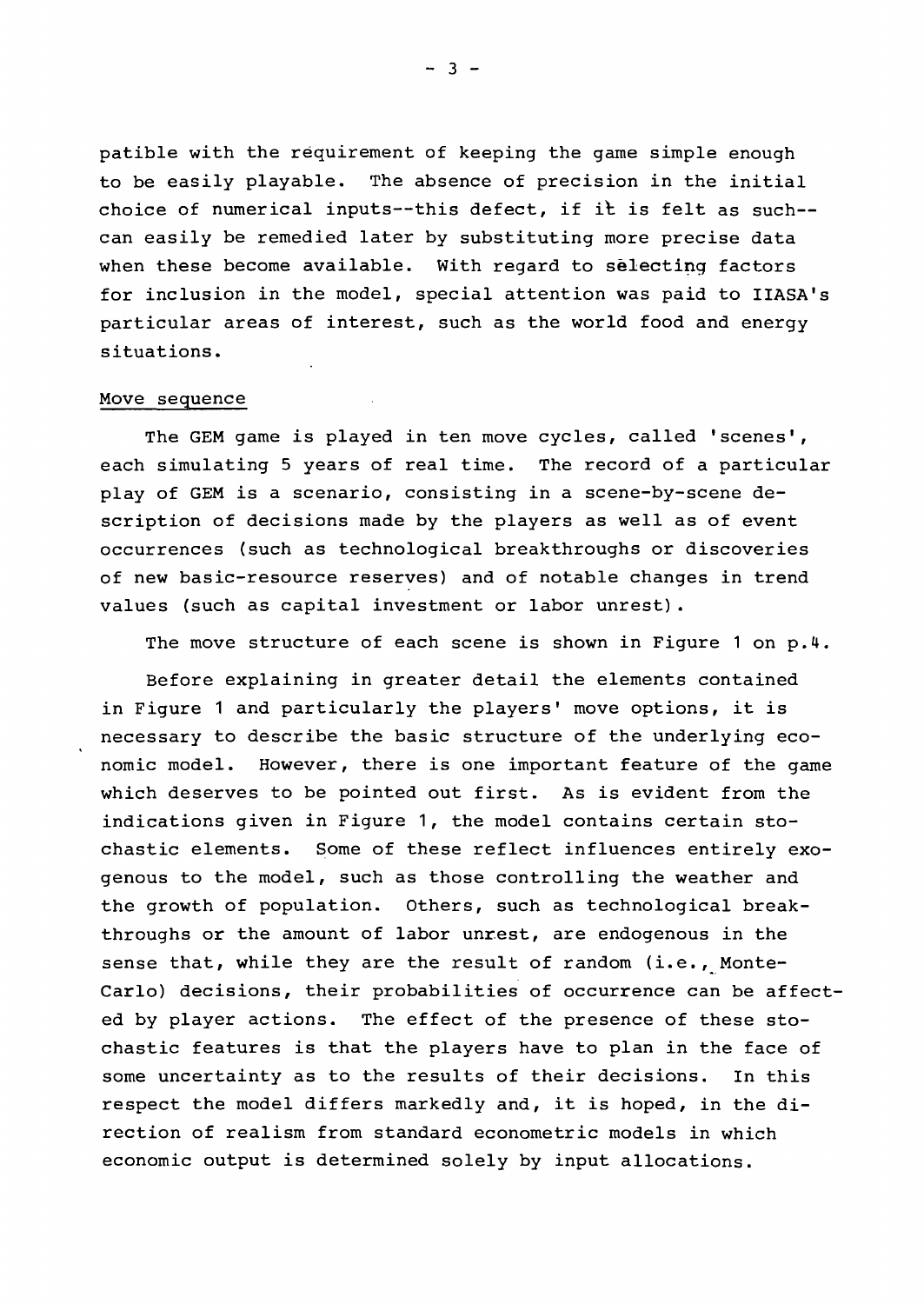patible with the requirement of keeping the game simple enough to be easily playable. The absence of precision in the initial choice of numerical inputs--this defect, if it is felt as such--can easily be remedied later by substituting more precise data when these become available. With regard to selecting factors for inclusion in the model, special attention was paid to IIASA's particular areas of interest, such as the world food and energy situations.

## Move sequence

The GEM game is played in ten move cycles, called 'scenes', each simulating 5 years of real time. The record of a particular play of GEM is a scenario, consisting in a scene-by-scene description of decisions made by the players as well as of event occurrences (such as technological breakthroughs or discoveries of new basic-resource reserves) and of notable changes in trend values (such as capital investment or labor unrest).

The move structure of each scene is shown in Figure 1 on p.4.

Before explaining in greater detail the elements contained in Figure 1 and particularly the players' move options, it is necessary to describe the basic structure of the underlying economic model. However, there is one important feature of the game which deserves to be pointed out first. As is evident from the indications given in Figure 1, the model contains certain stochastic elements. Some of these reflect influences entirely exogenous to the model, such as those controlling the weather and the growth of population. Others, such as technological breakthroughs or the amount of labor unrest, are endogenous in the sense that, while they are the result of random (i.e., Monte-Carlo) decisions, their probabilities of occurrence can be affected by player actions. The effect of the presence of these stochastic features is that the players have to plan in the face of some uncertainty as to the results of their decisions. In this respect the model differs markedly and, it is hoped, in the direction of realism from standard econometric models in which economic output is determined solely by input allocations.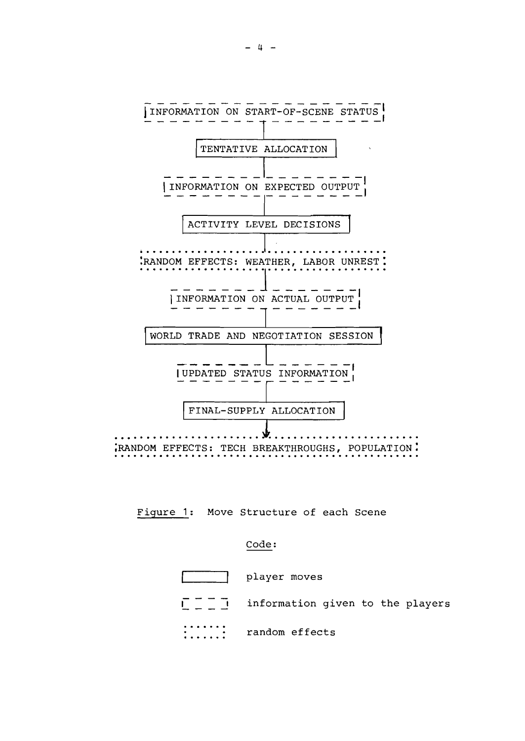INFORMATION ON START-OF-SCENE STATUS

TENTATIVE ALLOCATION

INFORMATION ON EXPECTED OUTPUT

ACTIVITY LEVEL DECISIONS

RANDOM EFFECTS: WEATHER, LABOR UNREST

INFORMATION ON ACTUAL OUTPUT

WORLD TRADE AND NEGOTIATION SESSION

UPDATED STATUS INFORMATION

FINAL-SUPPLY ALLOCATION

RANDOM EFFECTS: TECH BREAKTHROUGHS, POPULATION

Figure 1: Move Structure of each Scene

Code:

- (solid box) player moves
- (dashed box) information given to the players
- (dotted box) random effects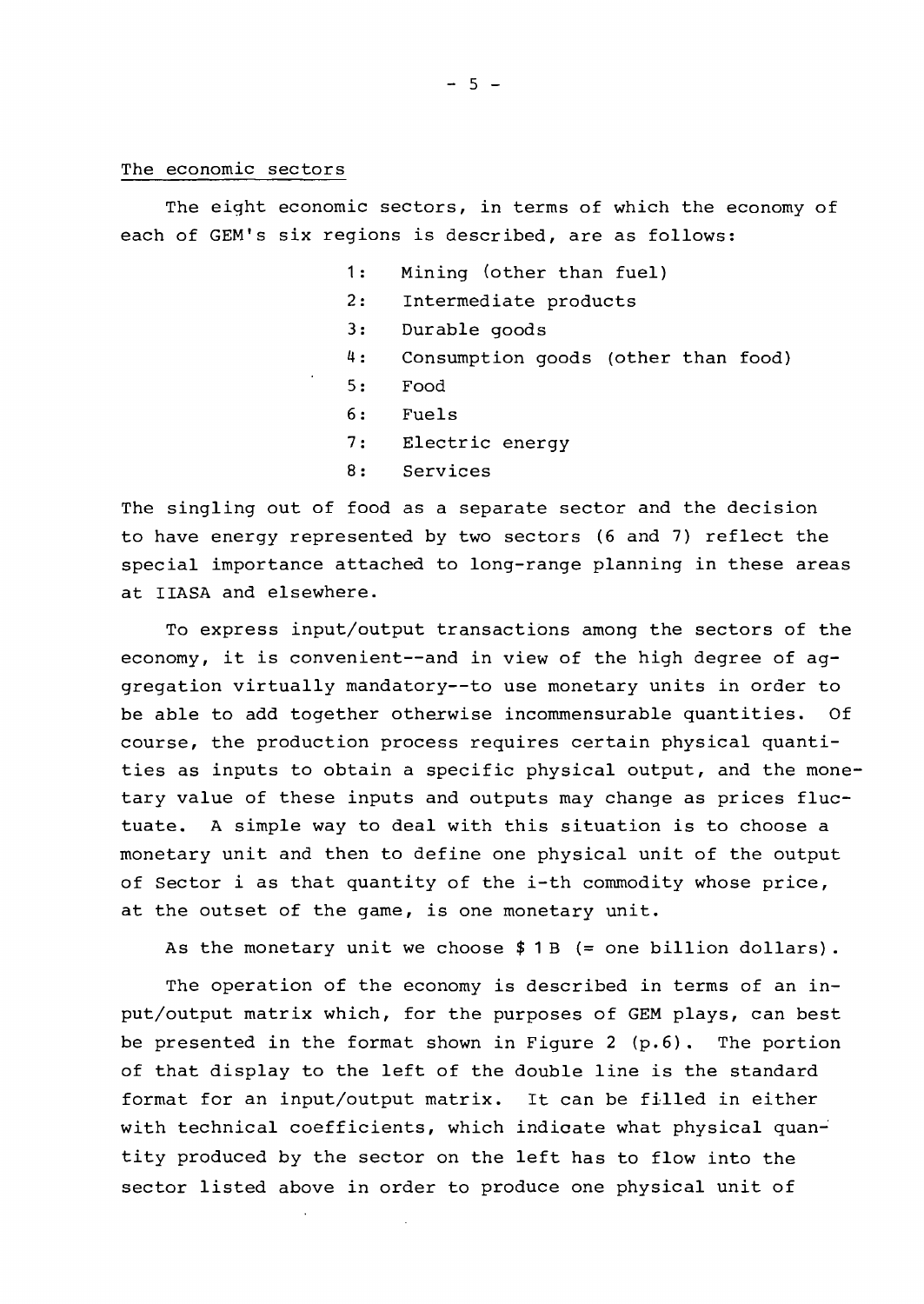## The economic sectors

The eight economic sectors, in terms of which the economy of each of GEM's six regions is described, are as follows:

1: Mining (other than fuel)
2: Intermediate products
3: Durable goods
4: Consumption goods (other than food)
5: Food
6: Fuels
7: Electric energy
8: Services

The singling out of food as a separate sector and the decision to have energy represented by two sectors (6 and 7) reflect the special importance attached to long-range planning in these areas at IIASA and elsewhere.

To express input/output transactions among the sectors of the economy, it is convenient--and in view of the high degree of aggregation virtually mandatory--to use monetary units in order to be able to add together otherwise incommensurable quantities. Of course, the production process requires certain physical quantities as inputs to obtain a specific physical output, and the monetary value of these inputs and outputs may change as prices fluctuate. A simple way to deal with this situation is to choose a monetary unit and then to define one physical unit of the output of Sector i as that quantity of the i-th commodity whose price, at the outset of the game, is one monetary unit.

As the monetary unit we choose \$ 1 B (= one billion dollars).

The operation of the economy is described in terms of an input/output matrix which, for the purposes of GEM plays, can best be presented in the format shown in Figure 2 (p.6). The portion of that display to the left of the double line is the standard format for an input/output matrix. It can be filled in either with technical coefficients, which indicate what physical quantity produced by the sector on the left has to flow into the sector listed above in order to produce one physical unit of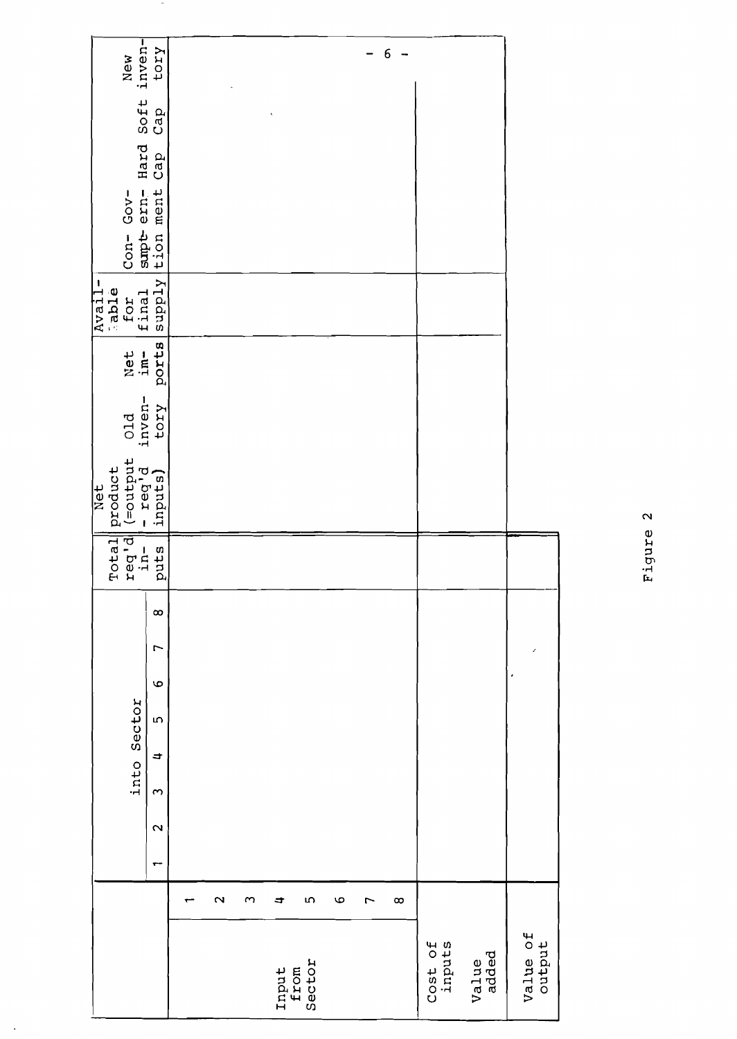| | | into Sector | | | | | | | | Total req'd in-puts | Net product (=output - req'd inputs) | Old inven-tory | Net im-ports | Avail-able for final supply | Con-sump-tion | Gov-ern-ment | Hard Cap | Soft Cap | New inven-tory |
|---|---|---|---|---|---|---|---|---|---|---|---|---|---|---|---|---|---|---|---|
| | | 1 | 2 | 3 | 4 | 5 | 6 | 7 | 8 | | | | | | | | | | |
| Input from Sector | 1 | | | | | | | | | | | | | | | | | | |
| | 2 | | | | | | | | | | | | | | | | | | |
| | 3 | | | | | | | | | | | | | | | | | | |
| | 4 | | | | | | | | | | | | | | | | | | |
| | 5 | | | | | | | | | | | | | | | | | | |
| | 6 | | | | | | | | | | | | | | | | | | |
| | 7 | | | | | | | | | | | | | | | | | | |
| | 8 | | | | | | | | | | | | | | | | | | |
| Cost of inputs | | | | | | | | | | | | | | | | | | | |
| Value added | | | | | | | | | | | | | | | | | | | |
| Value of output | | | | | | | | | | | | | | | | | | | |

Figure 2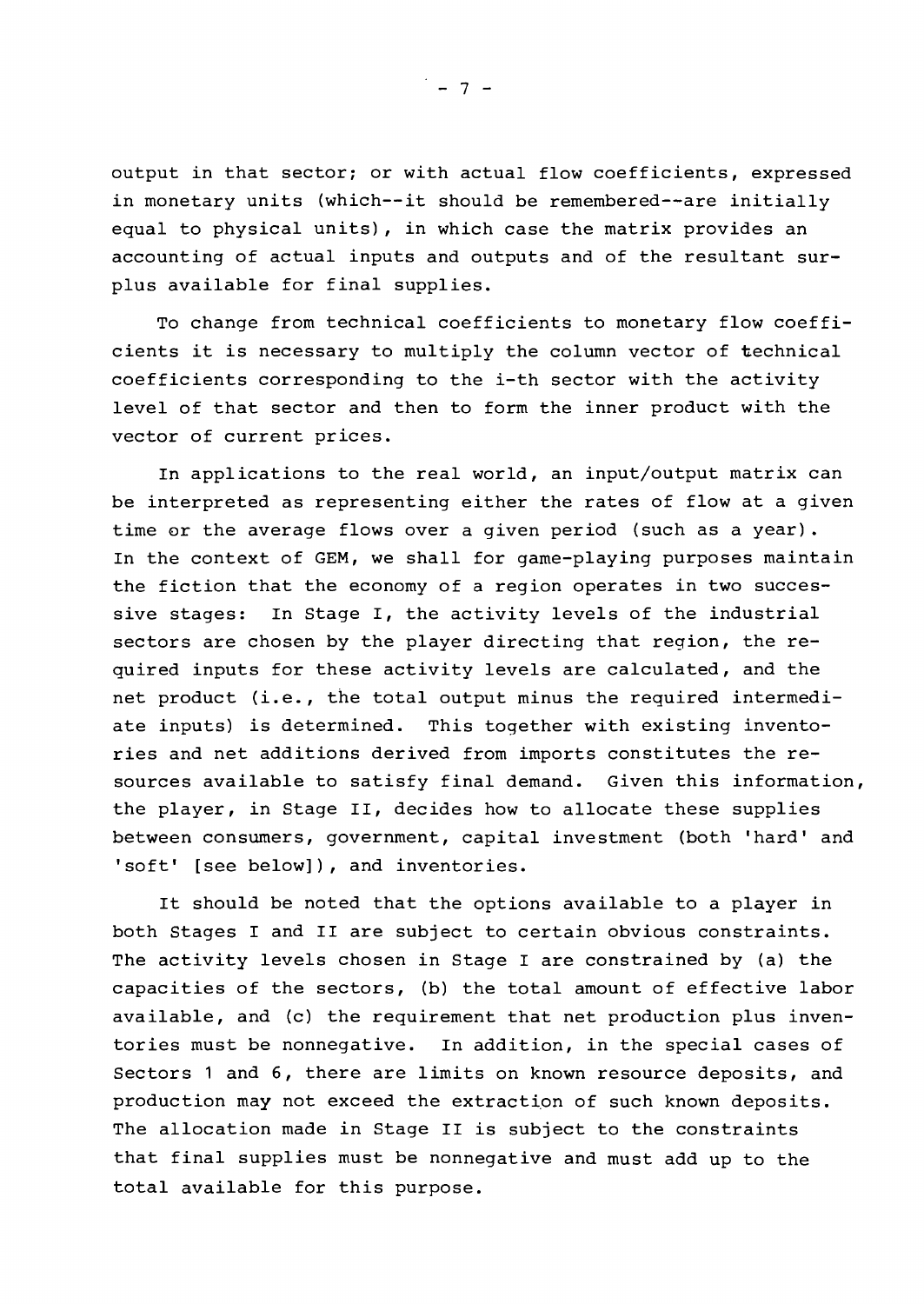output in that sector; or with actual flow coefficients, expressed in monetary units (which--it should be remembered--are initially equal to physical units), in which case the matrix provides an accounting of actual inputs and outputs and of the resultant surplus available for final supplies.

To change from technical coefficients to monetary flow coefficients it is necessary to multiply the column vector of technical coefficients corresponding to the i-th sector with the activity level of that sector and then to form the inner product with the vector of current prices.

In applications to the real world, an input/output matrix can be interpreted as representing either the rates of flow at a given time or the average flows over a given period (such as a year). In the context of GEM, we shall for game-playing purposes maintain the fiction that the economy of a region operates in two successive stages: In Stage I, the activity levels of the industrial sectors are chosen by the player directing that region, the required inputs for these activity levels are calculated, and the net product (i.e., the total output minus the required intermediate inputs) is determined. This together with existing inventories and net additions derived from imports constitutes the resources available to satisfy final demand. Given this information, the player, in Stage II, decides how to allocate these supplies between consumers, government, capital investment (both 'hard' and 'soft' [see below]), and inventories.

It should be noted that the options available to a player in both Stages I and II are subject to certain obvious constraints. The activity levels chosen in Stage I are constrained by (a) the capacities of the sectors, (b) the total amount of effective labor available, and (c) the requirement that net production plus inventories must be nonnegative. In addition, in the special cases of Sectors 1 and 6, there are limits on known resource deposits, and production may not exceed the extraction of such known deposits. The allocation made in Stage II is subject to the constraints that final supplies must be nonnegative and must add up to the total available for this purpose.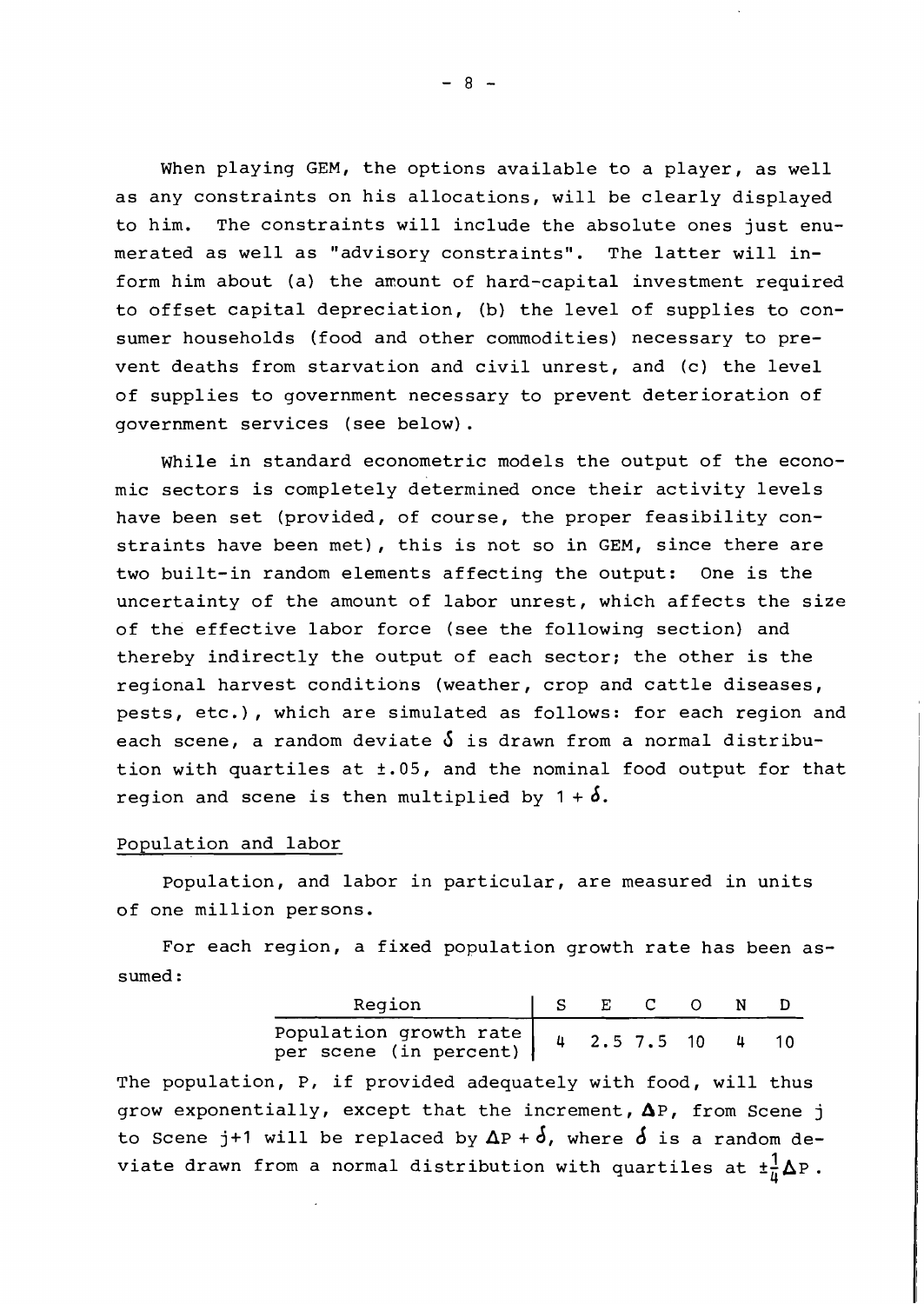When playing GEM, the options available to a player, as well as any constraints on his allocations, will be clearly displayed to him. The constraints will include the absolute ones just enumerated as well as "advisory constraints". The latter will inform him about (a) the amount of hard-capital investment required to offset capital depreciation, (b) the level of supplies to consumer households (food and other commodities) necessary to prevent deaths from starvation and civil unrest, and (c) the level of supplies to government necessary to prevent deterioration of government services (see below).

While in standard econometric models the output of the economic sectors is completely determined once their activity levels have been set (provided, of course, the proper feasibility constraints have been met), this is not so in GEM, since there are two built-in random elements affecting the output: One is the uncertainty of the amount of labor unrest, which affects the size of the effective labor force (see the following section) and thereby indirectly the output of each sector; the other is the regional harvest conditions (weather, crop and cattle diseases, pests, etc.), which are simulated as follows: for each region and each scene, a random deviate $\delta$ is drawn from a normal distribution with quartiles at $\pm.05$, and the nominal food output for that region and scene is then multiplied by $1 + \delta$.

## Population and labor

Population, and labor in particular, are measured in units of one million persons.

For each region, a fixed population growth rate has been assumed:

| Region | S | E | C | O | N | D |
|---|---|---|---|---|---|---|
| Population growth rate per scene (in percent) | 4 | 2.5 | 7.5 | 10 | 4 | 10 |

The population, P, if provided adequately with food, will thus grow exponentially, except that the increment, $\Delta P$, from Scene j to Scene j+1 will be replaced by $\Delta P + \delta$, where $\delta$ is a random deviate drawn from a normal distribution with quartiles at $\pm\frac{1}{4}\Delta P$.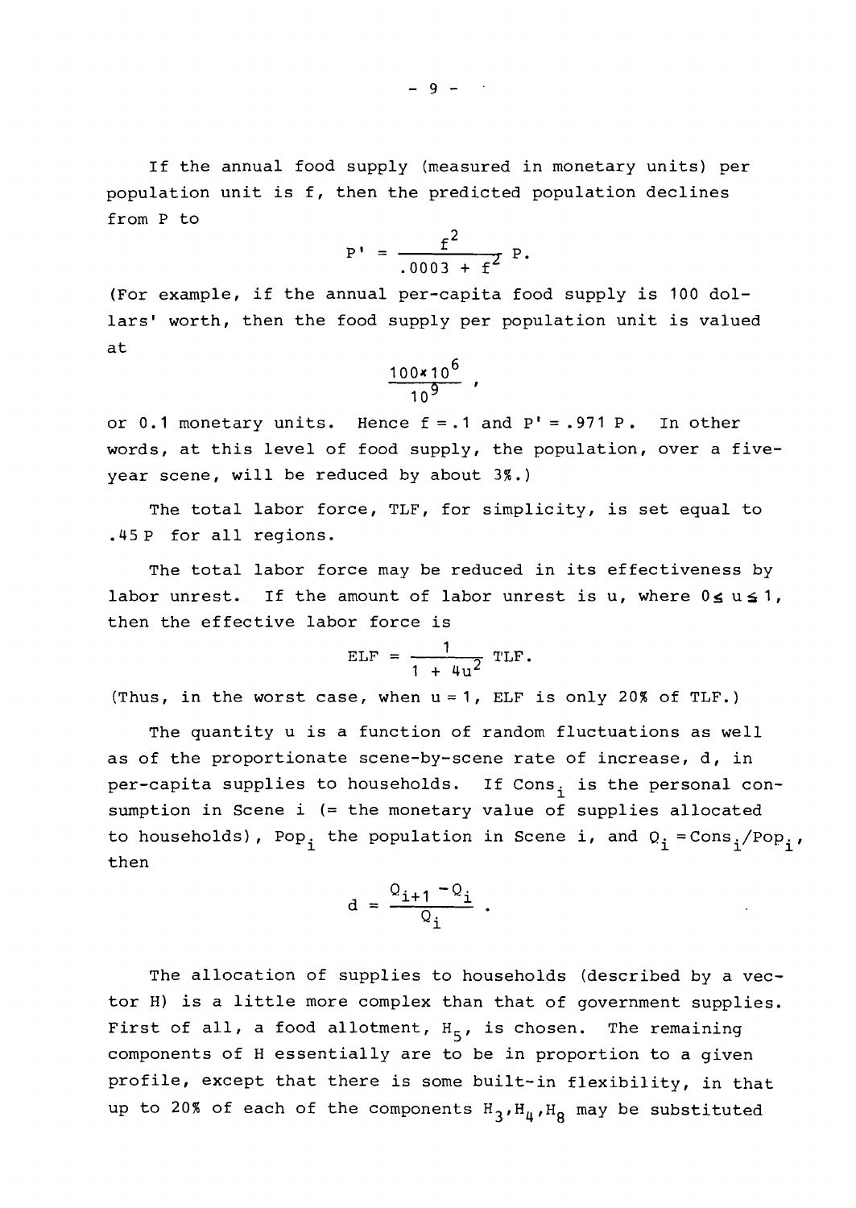If the annual food supply (measured in monetary units) per population unit is f, then the predicted population declines from P to

$$P' = \frac{f^2}{.0003 + f^2} P.$$

(For example, if the annual per-capita food supply is 100 dollars' worth, then the food supply per population unit is valued at

$$\frac{100 \times 10^6}{10^9},$$

or 0.1 monetary units. Hence $f = .1$ and $P' = .971 P$. In other words, at this level of food supply, the population, over a five-year scene, will be reduced by about 3%.)

The total labor force, TLF, for simplicity, is set equal to $.45 P$ for all regions.

The total labor force may be reduced in its effectiveness by labor unrest. If the amount of labor unrest is u, where $0 \leq u \leq 1$, then the effective labor force is

$$ELF = \frac{1}{1 + 4u^2} TLF.$$

(Thus, in the worst case, when $u = 1$, ELF is only 20% of TLF.)

The quantity u is a function of random fluctuations as well as of the proportionate scene-by-scene rate of increase, d, in per-capita supplies to households. If $Cons_i$ is the personal consumption in Scene i (= the monetary value of supplies allocated to households), $Pop_i$ the population in Scene i, and $Q_i = Cons_i/Pop_i$, then

$$d = \frac{Q_{i+1} - Q_i}{Q_i}.$$

The allocation of supplies to households (described by a vector H) is a little more complex than that of government supplies. First of all, a food allotment, $H_5$, is chosen. The remaining components of H essentially are to be in proportion to a given profile, except that there is some built-in flexibility, in that up to 20% of each of the components $H_3, H_4, H_8$ may be substituted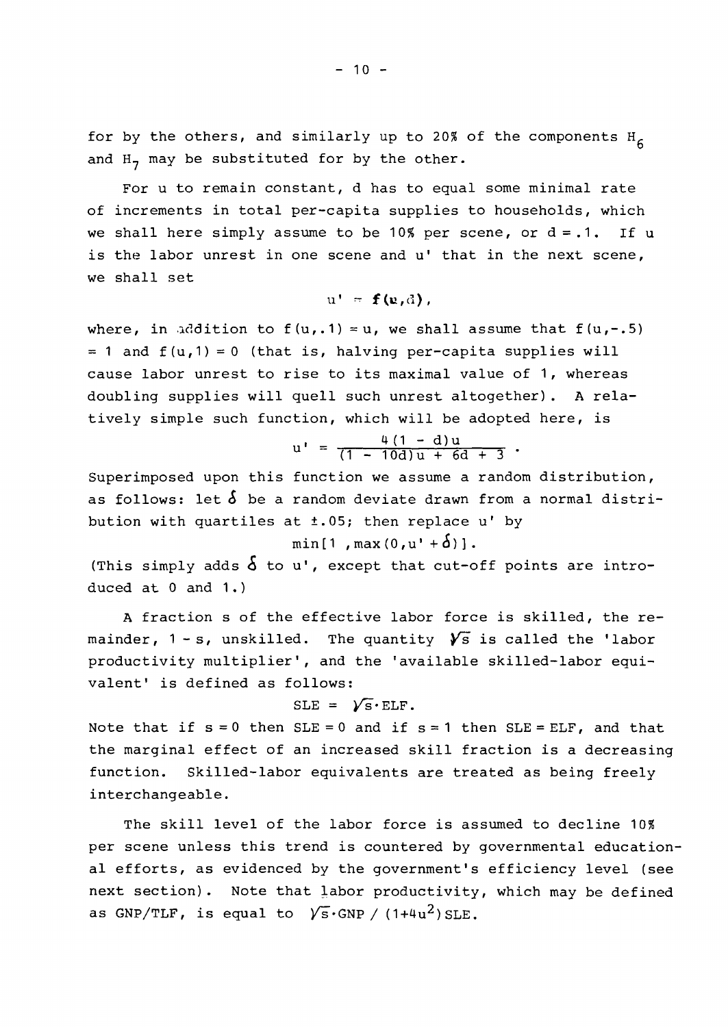for by the others, and similarly up to 20% of the components $H_6$ and $H_7$ may be substituted for by the other.

For u to remain constant, d has to equal some minimal rate of increments in total per-capita supplies to households, which we shall here simply assume to be 10% per scene, or $d = .1$. If u is the labor unrest in one scene and u' that in the next scene, we shall set

$$u' = f(u,d),$$

where, in addition to $f(u,.1) = u$, we shall assume that $f(u,-.5) = 1$ and $f(u,1) = 0$ (that is, halving per-capita supplies will cause labor unrest to rise to its maximal value of 1, whereas doubling supplies will quell such unrest altogether). A relatively simple such function, which will be adopted here, is

$$u' = \frac{4(1-d)u}{(1-10d)u + 6d + 3}.$$

Superimposed upon this function we assume a random distribution, as follows: let $\delta$ be a random deviate drawn from a normal distribution with quartiles at $\pm.05$; then replace u' by

$$\min[1, \max(0, u' + \delta)].$$

(This simply adds $\delta$ to u', except that cut-off points are introduced at 0 and 1.)

A fraction s of the effective labor force is skilled, the remainder, $1 - s$, unskilled. The quantity $\sqrt{s}$ is called the 'labor productivity multiplier', and the 'available skilled-labor equivalent' is defined as follows:

$$SLE = \sqrt{s} \cdot ELF.$$

Note that if $s = 0$ then $SLE = 0$ and if $s = 1$ then $SLE = ELF$, and that the marginal effect of an increased skill fraction is a decreasing function. Skilled-labor equivalents are treated as being freely interchangeable.

The skill level of the labor force is assumed to decline 10% per scene unless this trend is countered by governmental educational efforts, as evidenced by the government's efficiency level (see next section). Note that labor productivity, which may be defined as GNP/TLF, is equal to $\sqrt{s} \cdot GNP / (1+4u^2)SLE$.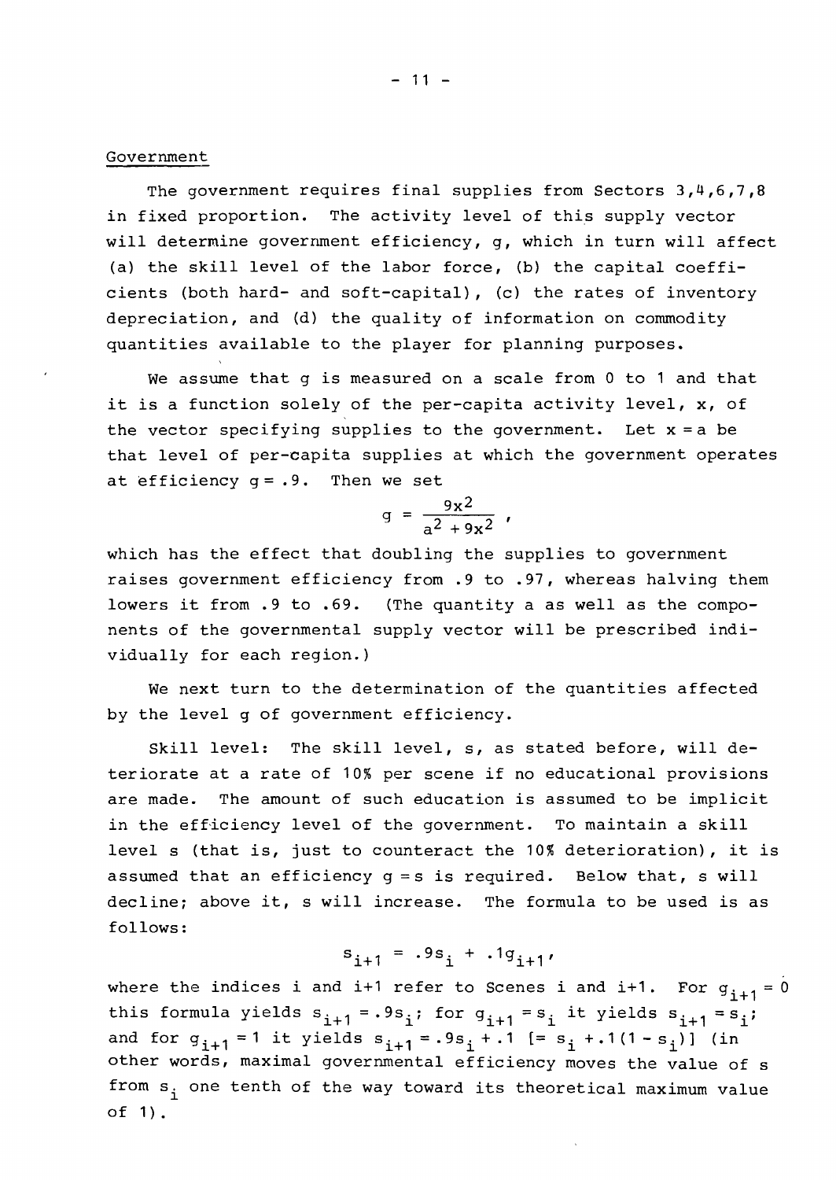## Government

The government requires final supplies from Sectors 3,4,6,7,8 in fixed proportion. The activity level of this supply vector will determine government efficiency, $g$, which in turn will affect (a) the skill level of the labor force, (b) the capital coefficients (both hard- and soft-capital), (c) the rates of inventory depreciation, and (d) the quality of information on commodity quantities available to the player for planning purposes.

We assume that $g$ is measured on a scale from 0 to 1 and that it is a function solely of the per-capita activity level, $x$, of the vector specifying supplies to the government. Let $x = a$ be that level of per-capita supplies at which the government operates at efficiency $g = .9$. Then we set

$$g = \frac{9x^2}{a^2 + 9x^2} \text{ ,}$$

which has the effect that doubling the supplies to government raises government efficiency from .9 to .97, whereas halving them lowers it from .9 to .69. (The quantity a as well as the components of the governmental supply vector will be prescribed individually for each region.)

We next turn to the determination of the quantities affected by the level $g$ of government efficiency.

Skill level: The skill level, $s$, as stated before, will deteriorate at a rate of 10% per scene if no educational provisions are made. The amount of such education is assumed to be implicit in the efficiency level of the government. To maintain a skill level $s$ (that is, just to counteract the 10% deterioration), it is assumed that an efficiency $g = s$ is required. Below that, $s$ will decline; above it, $s$ will increase. The formula to be used is as follows:

$$s_{i+1} = .9s_i + .1g_{i+1} \text{,}$$

where the indices $i$ and $i+1$ refer to Scenes $i$ and $i+1$. For $g_{i+1} = 0$ this formula yields $s_{i+1} = .9s_i$; for $g_{i+1} = s_i$ it yields $s_{i+1} = s_i$; and for $g_{i+1} = 1$ it yields $s_{i+1} = .9s_i + .1$ [$= s_i + .1(1 - s_i)$] (in other words, maximal governmental efficiency moves the value of $s$ from $s_i$ one tenth of the way toward its theoretical maximum value of 1).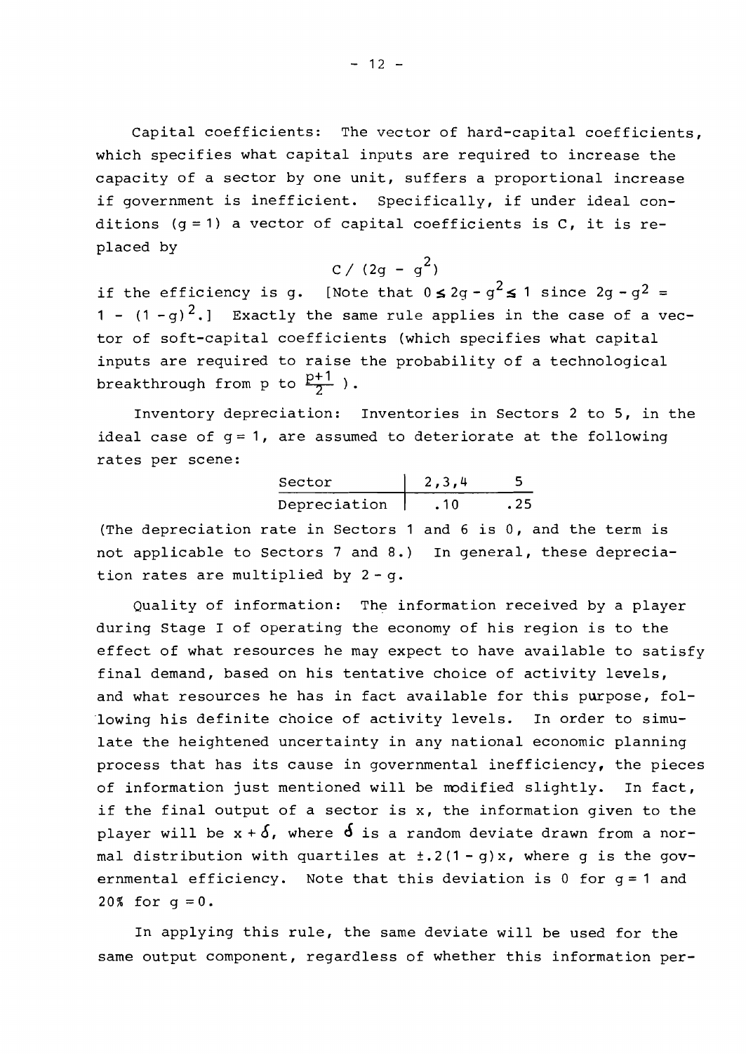Capital coefficients: The vector of hard-capital coefficients, which specifies what capital inputs are required to increase the capacity of a sector by one unit, suffers a proportional increase if government is inefficient. Specifically, if under ideal conditions ($g = 1$) a vector of capital coefficients is C, it is replaced by

$$C / (2g - g^2)$$

if the efficiency is g. [Note that $0 \leq 2g - g^2 \leq 1$ since $2g - g^2 = 1 - (1 - g)^2$.] Exactly the same rule applies in the case of a vector of soft-capital coefficients (which specifies what capital inputs are required to raise the probability of a technological breakthrough from p to $\frac{p+1}{2}$ ).

Inventory depreciation: Inventories in Sectors 2 to 5, in the ideal case of $g = 1$, are assumed to deteriorate at the following rates per scene:

| Sector | 2,3,4 | 5 |
|---|---|---|
| Depreciation | .10 | .25 |

(The depreciation rate in Sectors 1 and 6 is 0, and the term is not applicable to Sectors 7 and 8.) In general, these depreciation rates are multiplied by $2 - g$.

Quality of information: The information received by a player during Stage I of operating the economy of his region is to the effect of what resources he may expect to have available to satisfy final demand, based on his tentative choice of activity levels, and what resources he has in fact available for this purpose, following his definite choice of activity levels. In order to simulate the heightened uncertainty in any national economic planning process that has its cause in governmental inefficiency, the pieces of information just mentioned will be modified slightly. In fact, if the final output of a sector is x, the information given to the player will be $x + \delta$, where $\delta$ is a random deviate drawn from a normal distribution with quartiles at $\pm .2(1 - g)x$, where g is the governmental efficiency. Note that this deviation is 0 for $g = 1$ and 20% for $g = 0$.

In applying this rule, the same deviate will be used for the same output component, regardless of whether this information per-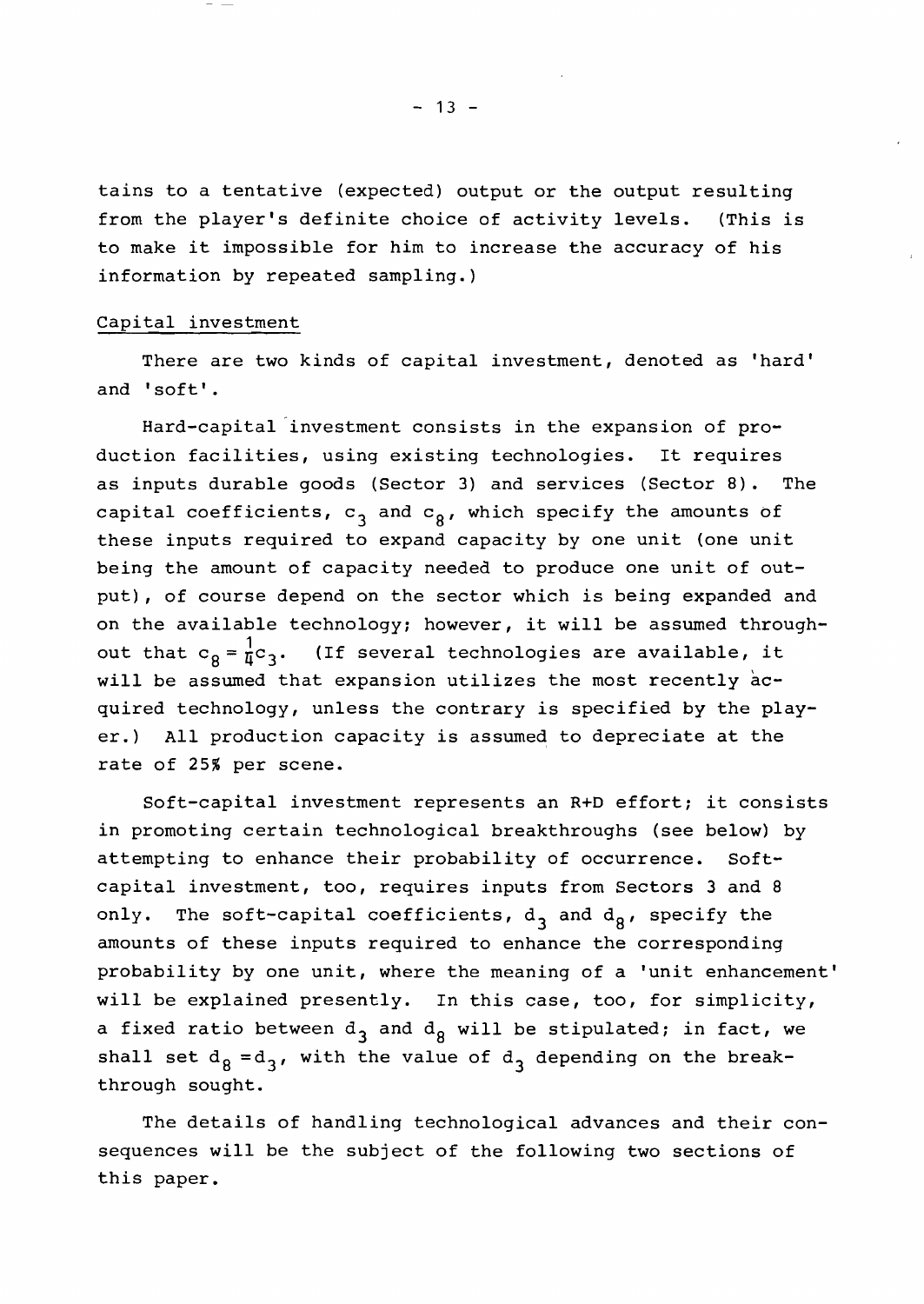tains to a tentative (expected) output or the output resulting from the player's definite choice of activity levels. (This is to make it impossible for him to increase the accuracy of his information by repeated sampling.)

## Capital investment

There are two kinds of capital investment, denoted as 'hard' and 'soft'.

Hard-capital investment consists in the expansion of production facilities, using existing technologies. It requires as inputs durable goods (Sector 3) and services (Sector 8). The capital coefficients, $c_3$ and $c_8$, which specify the amounts of these inputs required to expand capacity by one unit (one unit being the amount of capacity needed to produce one unit of output), of course depend on the sector which is being expanded and on the available technology; however, it will be assumed throughout that $c_8 = \frac{1}{4}c_3$. (If several technologies are available, it will be assumed that expansion utilizes the most recently acquired technology, unless the contrary is specified by the player.) All production capacity is assumed to depreciate at the rate of 25% per scene.

Soft-capital investment represents an R+D effort; it consists in promoting certain technological breakthroughs (see below) by attempting to enhance their probability of occurrence. Soft-capital investment, too, requires inputs from Sectors 3 and 8 only. The soft-capital coefficients, $d_3$ and $d_8$, specify the amounts of these inputs required to enhance the corresponding probability by one unit, where the meaning of a 'unit enhancement' will be explained presently. In this case, too, for simplicity, a fixed ratio between $d_3$ and $d_8$ will be stipulated; in fact, we shall set $d_8 = d_3$, with the value of $d_3$ depending on the breakthrough sought.

The details of handling technological advances and their consequences will be the subject of the following two sections of this paper.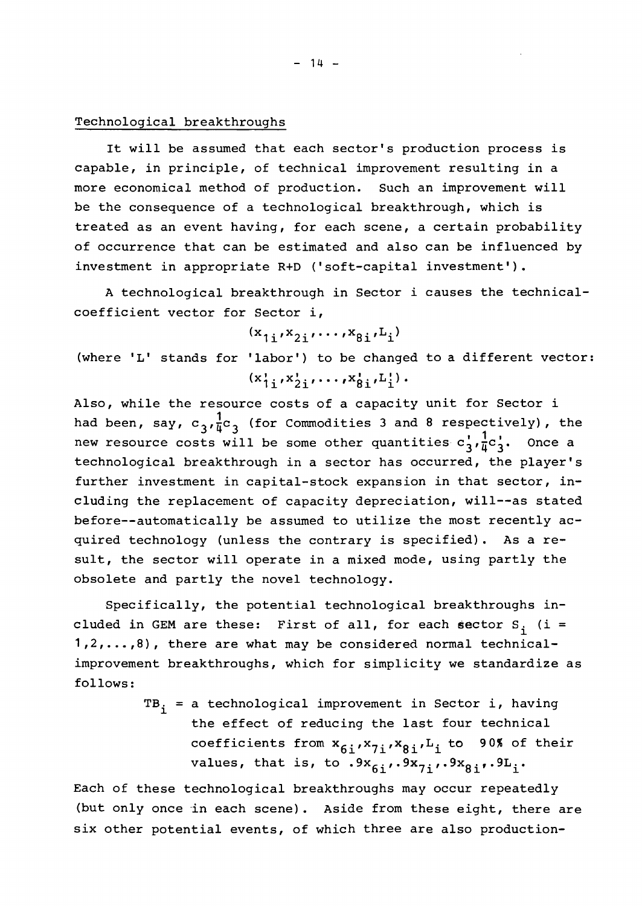## Technological breakthroughs

It will be assumed that each sector's production process is capable, in principle, of technical improvement resulting in a more economical method of production. Such an improvement will be the consequence of a technological breakthrough, which is treated as an event having, for each scene, a certain probability of occurrence that can be estimated and also can be influenced by investment in appropriate R+D ('soft-capital investment').

A technological breakthrough in Sector i causes the technical-coefficient vector for Sector i,

$$(x_{1i}, x_{2i}, \ldots, x_{8i}, L_i)$$

(where 'L' stands for 'labor') to be changed to a different vector:

$$(x'_{1i}, x'_{2i}, \ldots, x'_{8i}, L'_i).$$

Also, while the resource costs of a capacity unit for Sector i had been, say, $c_3, \frac{1}{4}c_3$ (for Commodities 3 and 8 respectively), the new resource costs will be some other quantities $c'_3, \frac{1}{4}c'_3$. Once a technological breakthrough in a sector has occurred, the player's further investment in capital-stock expansion in that sector, including the replacement of capacity depreciation, will--as stated before--automatically be assumed to utilize the most recently acquired technology (unless the contrary is specified). As a result, the sector will operate in a mixed mode, using partly the obsolete and partly the novel technology.

Specifically, the potential technological breakthroughs included in GEM are these: First of all, for each sector $S_i$ ($i = 1,2,\ldots,8$), there are what may be considered normal technical-improvement breakthroughs, which for simplicity we standardize as follows:

> $TB_i$ = a technological improvement in Sector i, having the effect of reducing the last four technical coefficients from $x_{6i}, x_{7i}, x_{8i}, L_i$ to 90% of their values, that is, to $.9x_{6i}, .9x_{7i}, .9x_{8i}, .9L_i$.

Each of these technological breakthroughs may occur repeatedly (but only once in each scene). Aside from these eight, there are six other potential events, of which three are also production-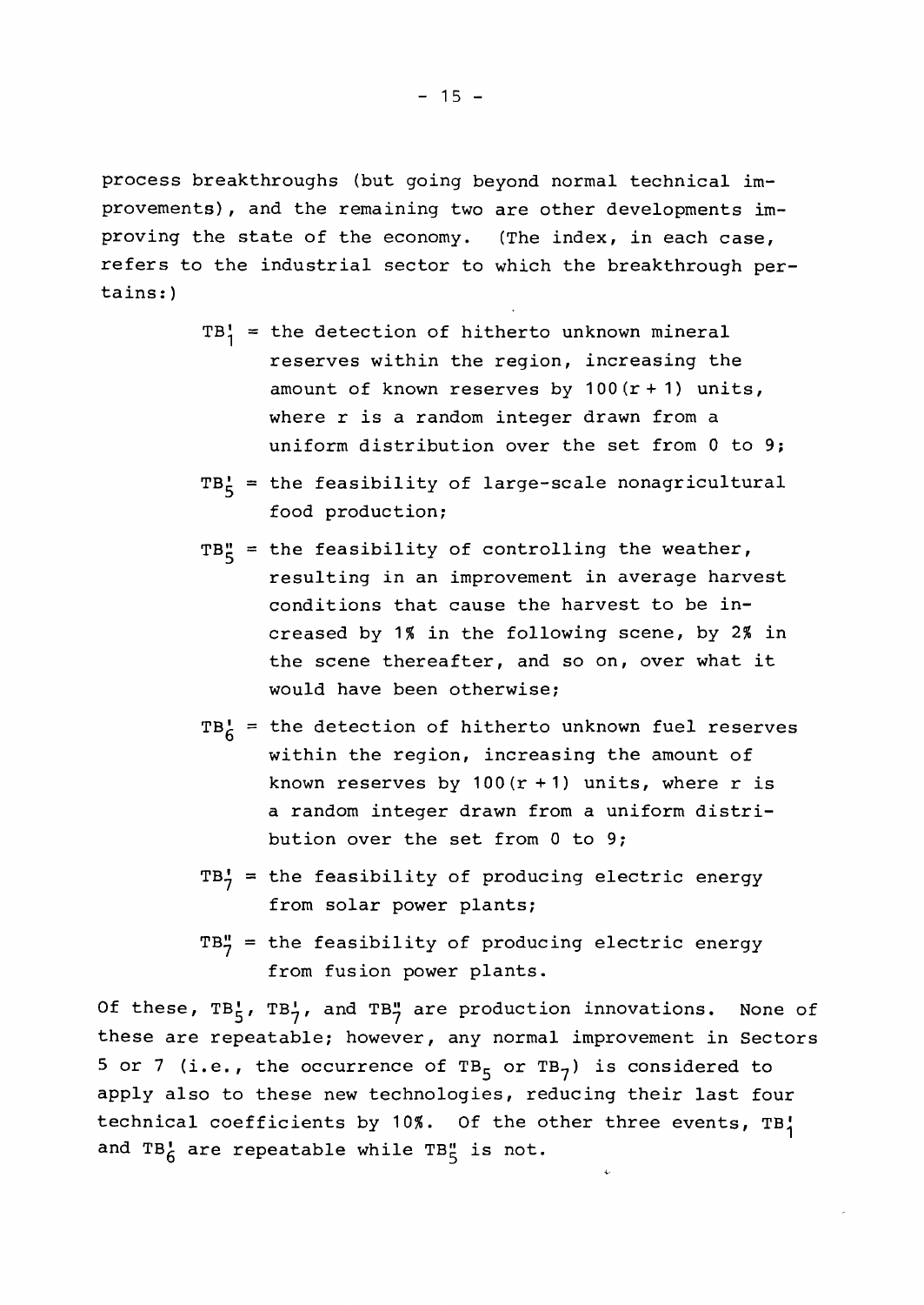process breakthroughs (but going beyond normal technical improvements), and the remaining two are other developments improving the state of the economy. (The index, in each case, refers to the industrial sector to which the breakthrough pertains:)

- $TB_1'$ = the detection of hitherto unknown mineral reserves within the region, increasing the amount of known reserves by $100(r + 1)$ units, where r is a random integer drawn from a uniform distribution over the set from 0 to 9;
- $TB_5'$ = the feasibility of large-scale nonagricultural food production;
- $TB_5''$ = the feasibility of controlling the weather, resulting in an improvement in average harvest conditions that cause the harvest to be increased by 1% in the following scene, by 2% in the scene thereafter, and so on, over what it would have been otherwise;
- $TB_6'$ = the detection of hitherto unknown fuel reserves within the region, increasing the amount of known reserves by $100(r + 1)$ units, where r is a random integer drawn from a uniform distribution over the set from 0 to 9;
- $TB_7'$ = the feasibility of producing electric energy from solar power plants;
- $TB_7''$ = the feasibility of producing electric energy from fusion power plants.

Of these, $TB_5'$, $TB_7'$, and $TB_7''$ are production innovations. None of these are repeatable; however, any normal improvement in Sectors 5 or 7 (i.e., the occurrence of $TB_5$ or $TB_7$) is considered to apply also to these new technologies, reducing their last four technical coefficients by 10%. Of the other three events, $TB_1'$ and $TB_6'$ are repeatable while $TB_5''$ is not.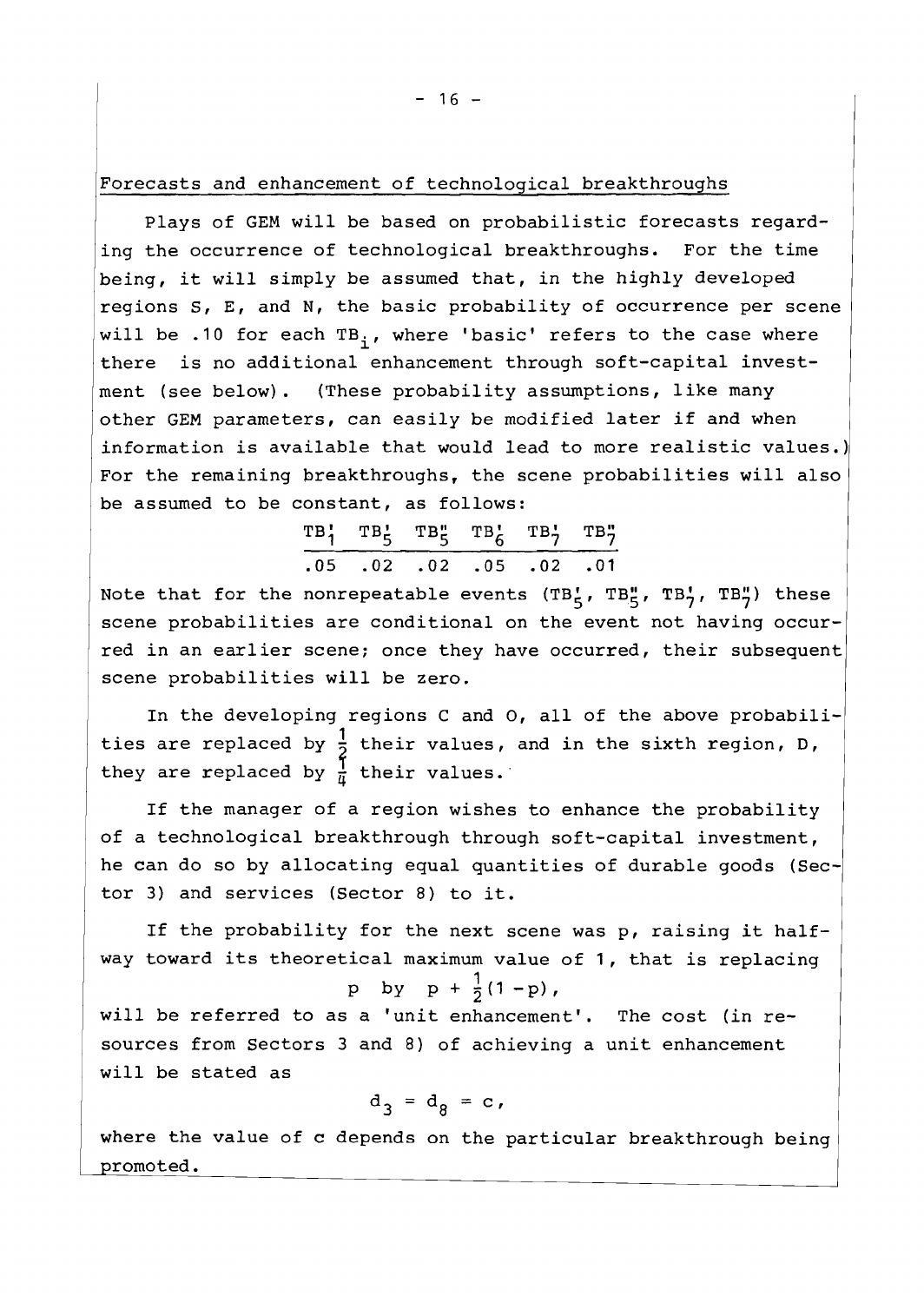## Forecasts and enhancement of technological breakthroughs

Plays of GEM will be based on probabilistic forecasts regarding the occurrence of technological breakthroughs. For the time being, it will simply be assumed that, in the highly developed regions S, E, and N, the basic probability of occurrence per scene will be .10 for each $TB_i$, where 'basic' refers to the case where there is no additional enhancement through soft-capital investment (see below). (These probability assumptions, like many other GEM parameters, can easily be modified later if and when information is available that would lead to more realistic values.) For the remaining breakthroughs, the scene probabilities will also be assumed to be constant, as follows:

| $TB'_1$ | $TB'_5$ | $TB''_5$ | $TB'_6$ | $TB'_7$ | $TB''_7$ |
|---|---|---|---|---|---|
| .05 | .02 | .02 | .05 | .02 | .01 |

Note that for the nonrepeatable events ($TB'_5$, $TB''_5$, $TB'_7$, $TB''_7$) these scene probabilities are conditional on the event not having occurred in an earlier scene; once they have occurred, their subsequent scene probabilities will be zero.

In the developing regions C and O, all of the above probabilities are replaced by $\frac{1}{2}$ their values, and in the sixth region, D, they are replaced by $\frac{1}{4}$ their values.

If the manager of a region wishes to enhance the probability of a technological breakthrough through soft-capital investment, he can do so by allocating equal quantities of durable goods (Sector 3) and services (Sector 8) to it.

If the probability for the next scene was p, raising it halfway toward its theoretical maximum value of 1, that is replacing

$$p \text{ by } p + \tfrac{1}{2}(1-p),$$

will be referred to as a 'unit enhancement'. The cost (in resources from Sectors 3 and 8) of achieving a unit enhancement will be stated as

$$d_3 = d_8 = c,$$

where the value of c depends on the particular breakthrough being promoted.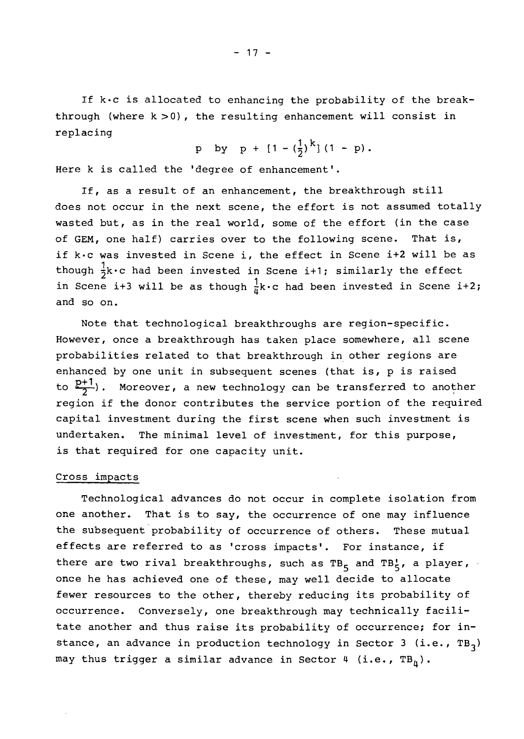If $k \cdot c$ is allocated to enhancing the probability of the breakthrough (where $k > 0$), the resulting enhancement will consist in replacing

$$p \text{ by } p + [1 - (\tfrac{1}{2})^k](1 - p).$$

Here k is called the 'degree of enhancement'.

If, as a result of an enhancement, the breakthrough still does not occur in the next scene, the effort is not assumed totally wasted but, as in the real world, some of the effort (in the case of GEM, one half) carries over to the following scene. That is, if $k \cdot c$ was invested in Scene i, the effect in Scene i+2 will be as though $\frac{1}{2}k \cdot c$ had been invested in Scene i+1; similarly the effect in Scene i+3 will be as though $\frac{1}{4}k \cdot c$ had been invested in Scene i+2; and so on.

Note that technological breakthroughs are region-specific. However, once a breakthrough has taken place somewhere, all scene probabilities related to that breakthrough in other regions are enhanced by one unit in subsequent scenes (that is, p is raised to $\frac{p+1}{2}$). Moreover, a new technology can be transferred to another region if the donor contributes the service portion of the required capital investment during the first scene when such investment is undertaken. The minimal level of investment, for this purpose, is that required for one capacity unit.

## Cross impacts

Technological advances do not occur in complete isolation from one another. That is to say, the occurrence of one may influence the subsequent probability of occurrence of others. These mutual effects are referred to as 'cross impacts'. For instance, if there are two rival breakthroughs, such as $TB_5$ and $TB_5'$, a player, once he has achieved one of these, may well decide to allocate fewer resources to the other, thereby reducing its probability of occurrence. Conversely, one breakthrough may technically facilitate another and thus raise its probability of occurrence; for instance, an advance in production technology in Sector 3 (i.e., $TB_3$) may thus trigger a similar advance in Sector 4 (i.e., $TB_4$).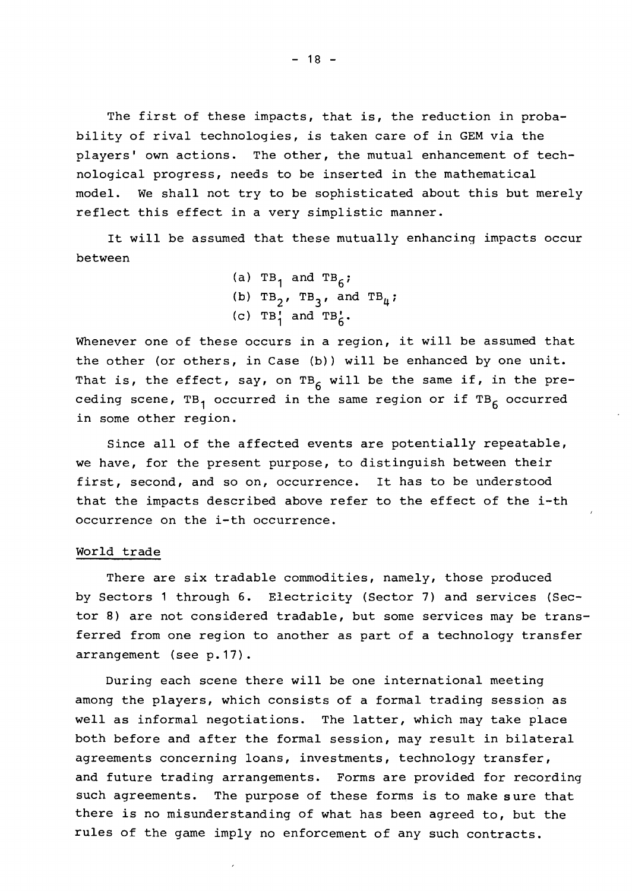The first of these impacts, that is, the reduction in probability of rival technologies, is taken care of in GEM via the players' own actions. The other, the mutual enhancement of technological progress, needs to be inserted in the mathematical model. We shall not try to be sophisticated about this but merely reflect this effect in a very simplistic manner.

It will be assumed that these mutually enhancing impacts occur between

(a) $TB_1$ and $TB_6$;
(b) $TB_2$, $TB_3$, and $TB_4$;
(c) $TB_1'$ and $TB_6'$.

Whenever one of these occurs in a region, it will be assumed that the other (or others, in Case (b)) will be enhanced by one unit. That is, the effect, say, on $TB_6$ will be the same if, in the preceding scene, $TB_1$ occurred in the same region or if $TB_6$ occurred in some other region.

Since all of the affected events are potentially repeatable, we have, for the present purpose, to distinguish between their first, second, and so on, occurrence. It has to be understood that the impacts described above refer to the effect of the i-th occurrence on the i-th occurrence.

World trade

There are six tradable commodities, namely, those produced by Sectors 1 through 6. Electricity (Sector 7) and services (Sector 8) are not considered tradable, but some services may be transferred from one region to another as part of a technology transfer arrangement (see p.17).

During each scene there will be one international meeting among the players, which consists of a formal trading session as well as informal negotiations. The latter, which may take place both before and after the formal session, may result in bilateral agreements concerning loans, investments, technology transfer, and future trading arrangements. Forms are provided for recording such agreements. The purpose of these forms is to make sure that there is no misunderstanding of what has been agreed to, but the rules of the game imply no enforcement of any such contracts.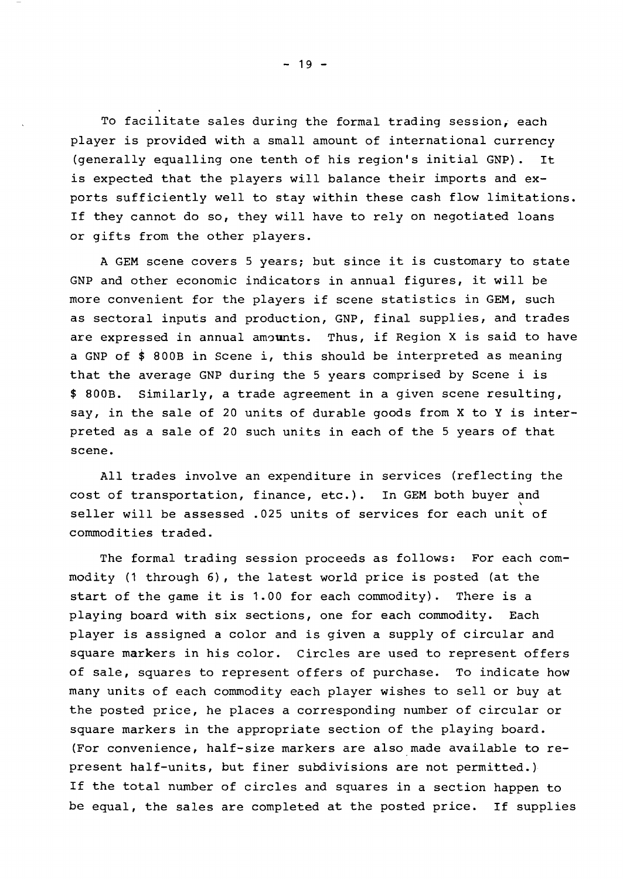To facilitate sales during the formal trading session, each player is provided with a small amount of international currency (generally equalling one tenth of his region's initial GNP). It is expected that the players will balance their imports and exports sufficiently well to stay within these cash flow limitations. If they cannot do so, they will have to rely on negotiated loans or gifts from the other players.

A GEM scene covers 5 years; but since it is customary to state GNP and other economic indicators in annual figures, it will be more convenient for the players if scene statistics in GEM, such as sectoral inputs and production, GNP, final supplies, and trades are expressed in annual amounts. Thus, if Region X is said to have a GNP of $ 800B in Scene i, this should be interpreted as meaning that the average GNP during the 5 years comprised by Scene i is $ 800B. Similarly, a trade agreement in a given scene resulting, say, in the sale of 20 units of durable goods from X to Y is interpreted as a sale of 20 such units in each of the 5 years of that scene.

All trades involve an expenditure in services (reflecting the cost of transportation, finance, etc.). In GEM both buyer and seller will be assessed .025 units of services for each unit of commodities traded.

The formal trading session proceeds as follows: For each commodity (1 through 6), the latest world price is posted (at the start of the game it is 1.00 for each commodity). There is a playing board with six sections, one for each commodity. Each player is assigned a color and is given a supply of circular and square markers in his color. Circles are used to represent offers of sale, squares to represent offers of purchase. To indicate how many units of each commodity each player wishes to sell or buy at the posted price, he places a corresponding number of circular or square markers in the appropriate section of the playing board. (For convenience, half-size markers are also made available to represent half-units, but finer subdivisions are not permitted.) If the total number of circles and squares in a section happen to be equal, the sales are completed at the posted price. If supplies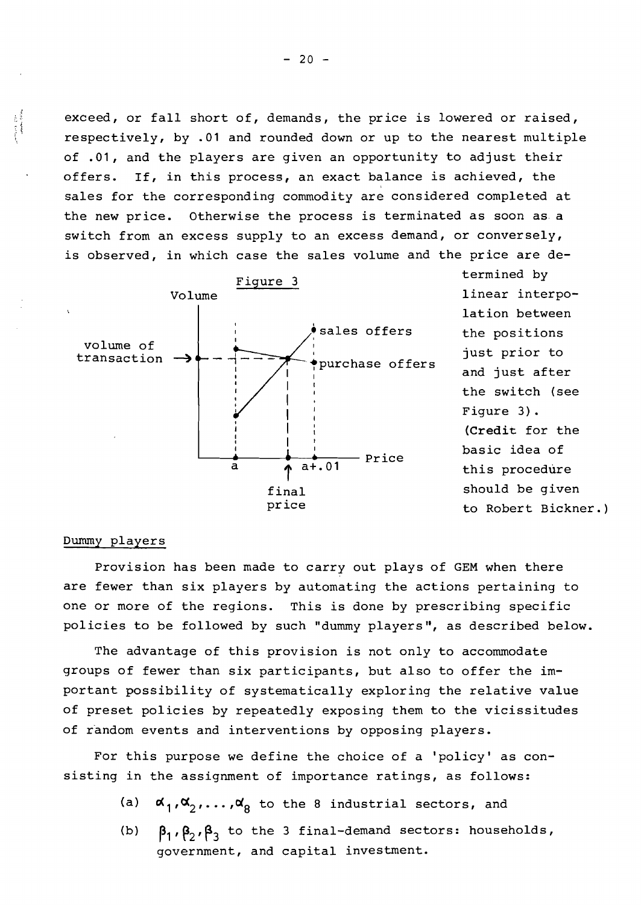exceed, or fall short of, demands, the price is lowered or raised, respectively, by .01 and rounded down or up to the nearest multiple of .01, and the players are given an opportunity to adjust their offers. If, in this process, an exact balance is achieved, the sales for the corresponding commodity are considered completed at the new price. Otherwise the process is terminated as soon as a switch from an excess supply to an excess demand, or conversely, is observed, in which case the sales volume and the price are determined by linear interpolation between the positions just prior to and just after the switch (see Figure 3). (Credit for the basic idea of this procedure should be given to Robert Bickner.)

Figure 3

## Dummy players

Provision has been made to carry out plays of GEM when there are fewer than six players by automating the actions pertaining to one or more of the regions. This is done by prescribing specific policies to be followed by such "dummy players", as described below.

The advantage of this provision is not only to accommodate groups of fewer than six participants, but also to offer the important possibility of systematically exploring the relative value of preset policies by repeatedly exposing them to the vicissitudes of random events and interventions by opposing players.

For this purpose we define the choice of a 'policy' as consisting in the assignment of importance ratings, as follows:

(a) $\alpha_1, \alpha_2, \ldots, \alpha_8$ to the 8 industrial sectors, and

(b) $\beta_1, \beta_2, \beta_3$ to the 3 final-demand sectors: households, government, and capital investment.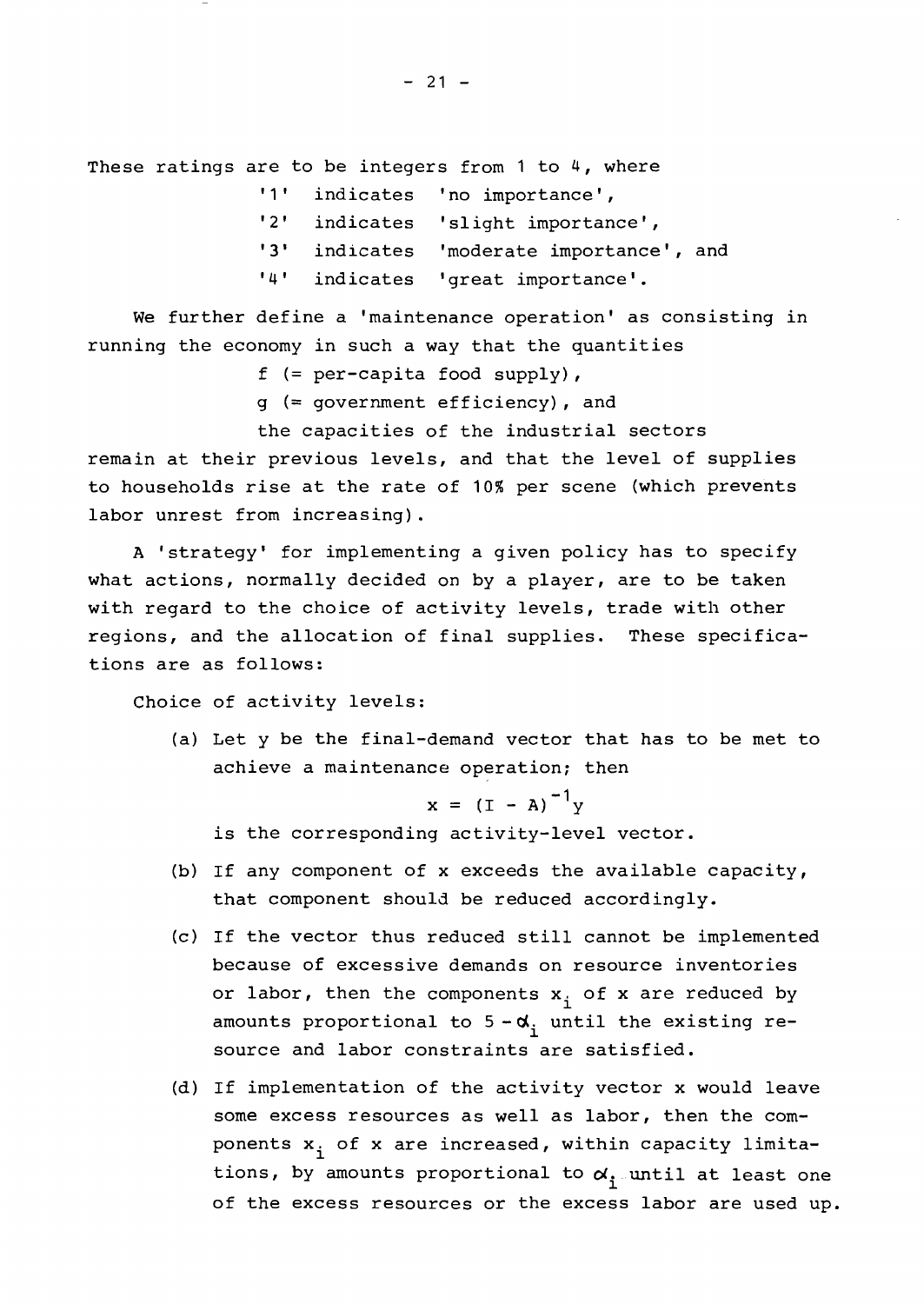These ratings are to be integers from 1 to 4, where

'1' indicates 'no importance',
'2' indicates 'slight importance',
'3' indicates 'moderate importance', and
'4' indicates 'great importance'.

We further define a 'maintenance operation' as consisting in running the economy in such a way that the quantities

$f$ (= per-capita food supply),
$g$ (= government efficiency), and
the capacities of the industrial sectors

remain at their previous levels, and that the level of supplies to households rise at the rate of 10% per scene (which prevents labor unrest from increasing).

A 'strategy' for implementing a given policy has to specify what actions, normally decided on by a player, are to be taken with regard to the choice of activity levels, trade with other regions, and the allocation of final supplies. These specifications are as follows:

Choice of activity levels:

(a) Let $y$ be the final-demand vector that has to be met to achieve a maintenance operation; then

$$x = (I - A)^{-1}y$$

is the corresponding activity-level vector.

(b) If any component of $x$ exceeds the available capacity, that component should be reduced accordingly.

(c) If the vector thus reduced still cannot be implemented because of excessive demands on resource inventories or labor, then the components $x_i$ of $x$ are reduced by amounts proportional to $5 - \alpha_i$ until the existing resource and labor constraints are satisfied.

(d) If implementation of the activity vector $x$ would leave some excess resources as well as labor, then the components $x_i$ of $x$ are increased, within capacity limitations, by amounts proportional to $\alpha_i$ until at least one of the excess resources or the excess labor are used up.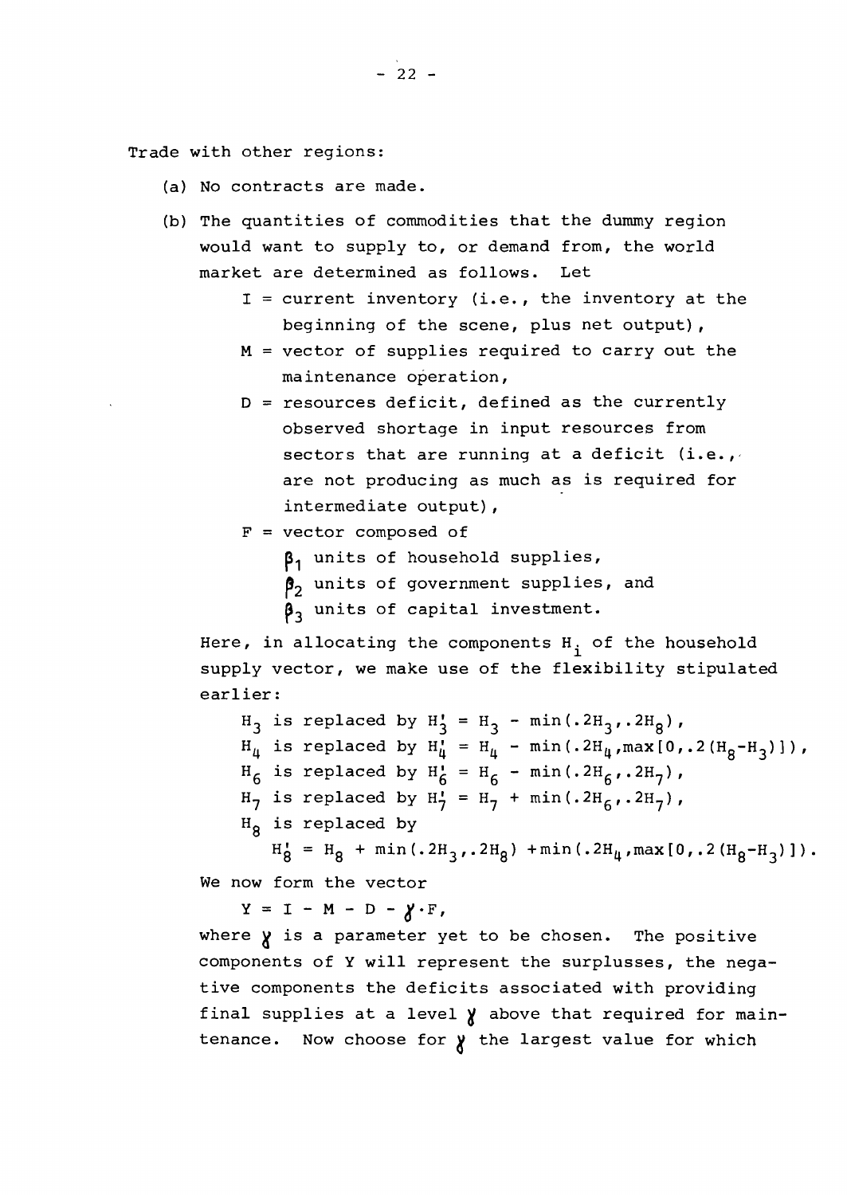Trade with other regions:

(a) No contracts are made.

(b) The quantities of commodities that the dummy region would want to supply to, or demand from, the world market are determined as follows. Let

   $I$ = current inventory (i.e., the inventory at the beginning of the scene, plus net output),

   $M$ = vector of supplies required to carry out the maintenance operation,

   $D$ = resources deficit, defined as the currently observed shortage in input resources from sectors that are running at a deficit (i.e., are not producing as much as is required for intermediate output),

   $F$ = vector composed of

   $\beta_1$ units of household supplies,

   $\beta_2$ units of government supplies, and

   $\beta_3$ units of capital investment.

   Here, in allocating the components $H_i$ of the household supply vector, we make use of the flexibility stipulated earlier:

   $H_3$ is replaced by $H_3' = H_3 - \min(.2H_3, .2H_8)$,

   $H_4$ is replaced by $H_4' = H_4 - \min(.2H_4, \max[0, .2(H_8 - H_3)])$,

   $H_6$ is replaced by $H_6' = H_6 - \min(.2H_6, .2H_7)$,

   $H_7$ is replaced by $H_7' = H_7 + \min(.2H_6, .2H_7)$,

   $H_8$ is replaced by

   $$H_8' = H_8 + \min(.2H_3, .2H_8) + \min(.2H_4, \max[0, .2(H_8 - H_3)]).$$

   We now form the vector

   $$Y = I - M - D - \gamma \cdot F,$$

   where $\gamma$ is a parameter yet to be chosen. The positive components of $Y$ will represent the surplusses, the negative components the deficits associated with providing final supplies at a level $\gamma$ above that required for maintenance. Now choose for $\gamma$ the largest value for which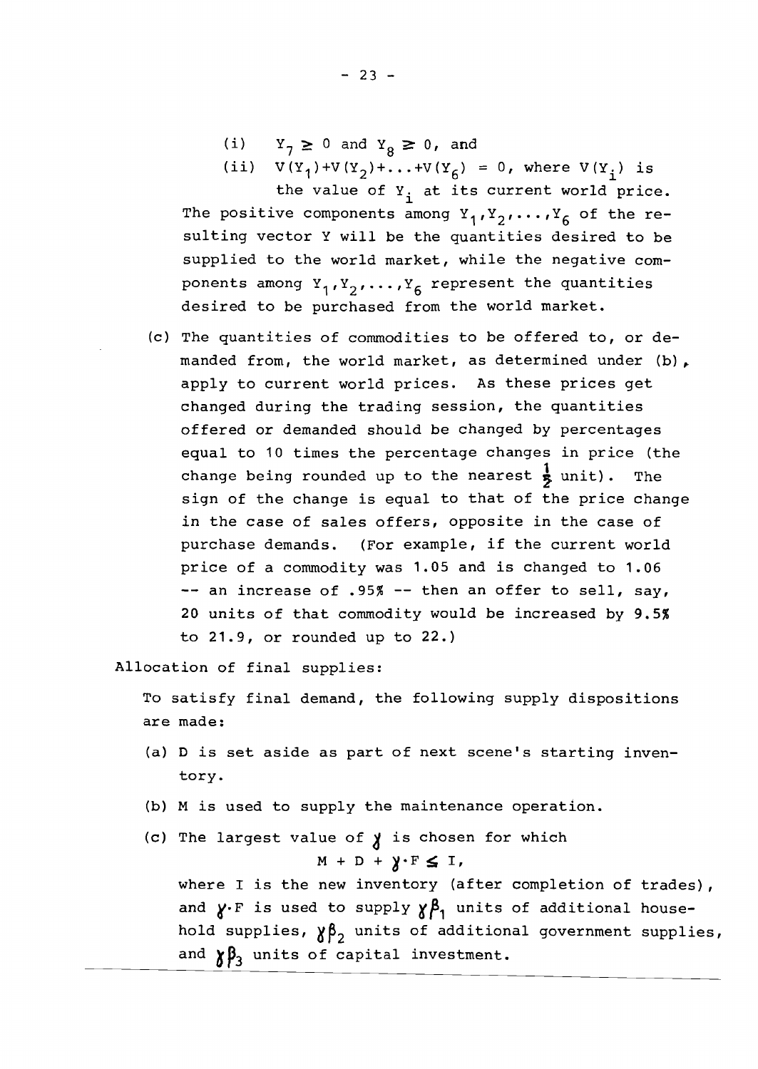(i) $Y_7 \geq 0$ and $Y_8 \geq 0$, and

(ii) $V(Y_1)+V(Y_2)+\ldots+V(Y_6) = 0$, where $V(Y_i)$ is the value of $Y_i$ at its current world price.

The positive components among $Y_1, Y_2, \ldots, Y_6$ of the resulting vector Y will be the quantities desired to be supplied to the world market, while the negative components among $Y_1, Y_2, \ldots, Y_6$ represent the quantities desired to be purchased from the world market.

(c) The quantities of commodities to be offered to, or demanded from, the world market, as determined under (b), apply to current world prices. As these prices get changed during the trading session, the quantities offered or demanded should be changed by percentages equal to 10 times the percentage changes in price (the change being rounded up to the nearest $\frac{1}{2}$ unit). The sign of the change is equal to that of the price change in the case of sales offers, opposite in the case of purchase demands. (For example, if the current world price of a commodity was 1.05 and is changed to 1.06 -- an increase of .95% -- then an offer to sell, say, 20 units of that commodity would be increased by 9.5% to 21.9, or rounded up to 22.)

Allocation of final supplies:

To satisfy final demand, the following supply dispositions are made:

(a) D is set aside as part of next scene's starting inventory.

(b) M is used to supply the maintenance operation.

(c) The largest value of $\gamma$ is chosen for which

$$M + D + \gamma \cdot F \leq I,$$

where I is the new inventory (after completion of trades), and $\gamma \cdot F$ is used to supply $\gamma\beta_1$ units of additional household supplies, $\gamma\beta_2$ units of additional government supplies, and $\gamma\beta_3$ units of capital investment.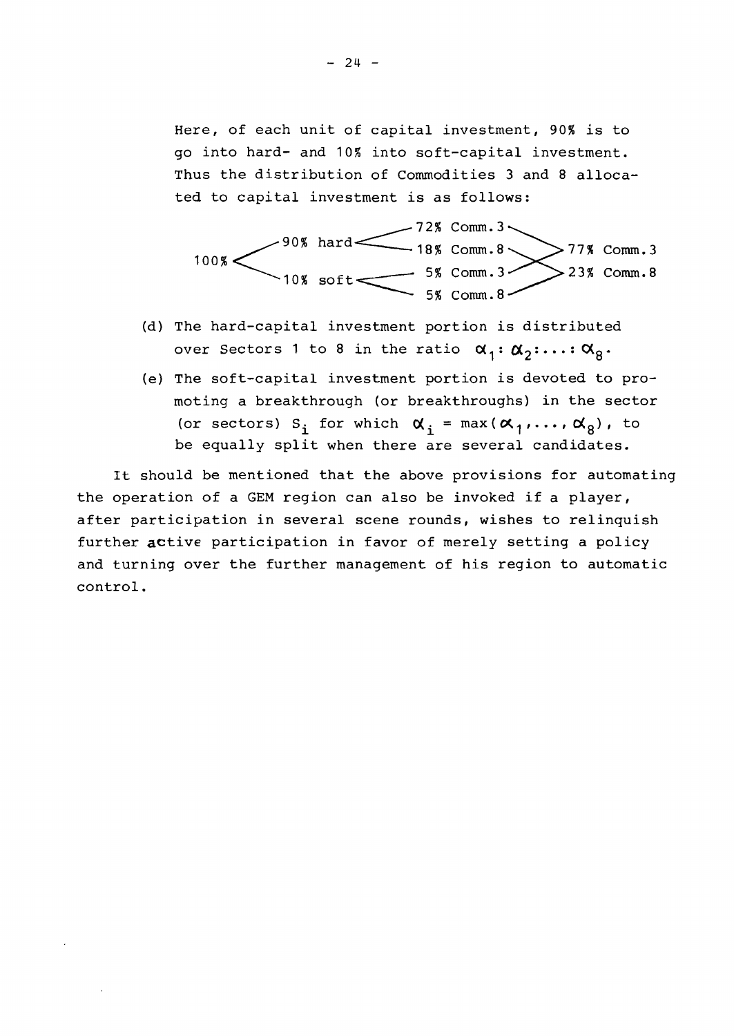Here, of each unit of capital investment, 90% is to go into hard- and 10% into soft-capital investment. Thus the distribution of Commodities 3 and 8 allocated to capital investment is as follows:

100%
90% hard
10% soft
72% Comm. 3
18% Comm. 8
5% Comm. 3
5% Comm. 8
77% Comm. 3
23% Comm. 8

(d) The hard-capital investment portion is distributed over Sectors 1 to 8 in the ratio $\alpha_1 : \alpha_2 : \ldots : \alpha_8$.

(e) The soft-capital investment portion is devoted to promoting a breakthrough (or breakthroughs) in the sector (or sectors) $S_i$ for which $\alpha_i = \max(\alpha_1, \ldots, \alpha_8)$, to be equally split when there are several candidates.

It should be mentioned that the above provisions for automating the operation of a GEM region can also be invoked if a player, after participation in several scene rounds, wishes to relinquish further active participation in favor of merely setting a policy and turning over the further management of his region to automatic control.